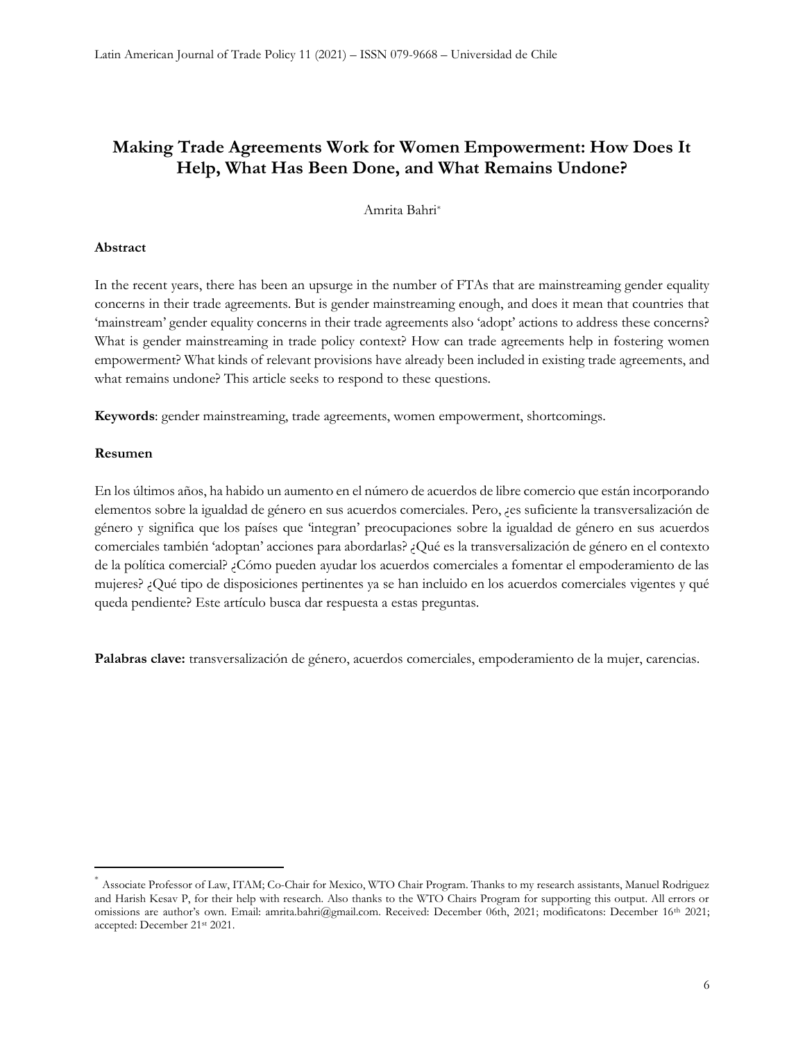# Making Trade Agreements Work for Women Empowerment: How Does It Help, What Has Been Done, and What Remains Undone?

Amrita Bahri*

### Abstract

In the recent years, there has been an upsurge in the number of FTAs that are mainstreaming gender equality concerns in their trade agreements. But is gender mainstreaming enough, and does it mean that countries that 'mainstream' gender equality concerns in their trade agreements also 'adopt' actions to address these concerns? What is gender mainstreaming in trade policy context? How can trade agreements help in fostering women empowerment? What kinds of relevant provisions have already been included in existing trade agreements, and what remains undone? This article seeks to respond to these questions.

**Keywords**: gender mainstreaming, trade agreements, women empowerment, shortcomings.

### Resumen

En los últimos años, ha habido un aumento en el número de acuerdos de libre comercio que están incorporando elementos sobre la igualdad de género en sus acuerdos comerciales. Pero, ¿es suficiente la transversalización de género y significa que los países que 'integran' preocupaciones sobre la igualdad de género en sus acuerdos comerciales también 'adoptan' acciones para abordarlas? ¿Qué es la transversalización de género en el contexto de la política comercial? ¿Cómo pueden ayudar los acuerdos comerciales a fomentar el empoderamiento de las mujeres? ¿Qué tipo de disposiciones pertinentes ya se han incluido en los acuerdos comerciales vigentes y qué queda pendiente? Este artículo busca dar respuesta a estas preguntas.

**Palabras clave:** transversalización de género, acuerdos comerciales, empoderamiento de la mujer, carencias.

---

* Associate Professor of Law, ITAM; Co-Chair for Mexico, WTO Chair Program. Thanks to my research assistants, Manuel Rodriguez and Harish Kesav P, for their help with research. Also thanks to the WTO Chairs Program for supporting this output. All errors or omissions are author's own. Email: amrita.bahri@gmail.com. Received: December 06th, 2021; modificatons: December 16th 2021; accepted: December 21st 2021.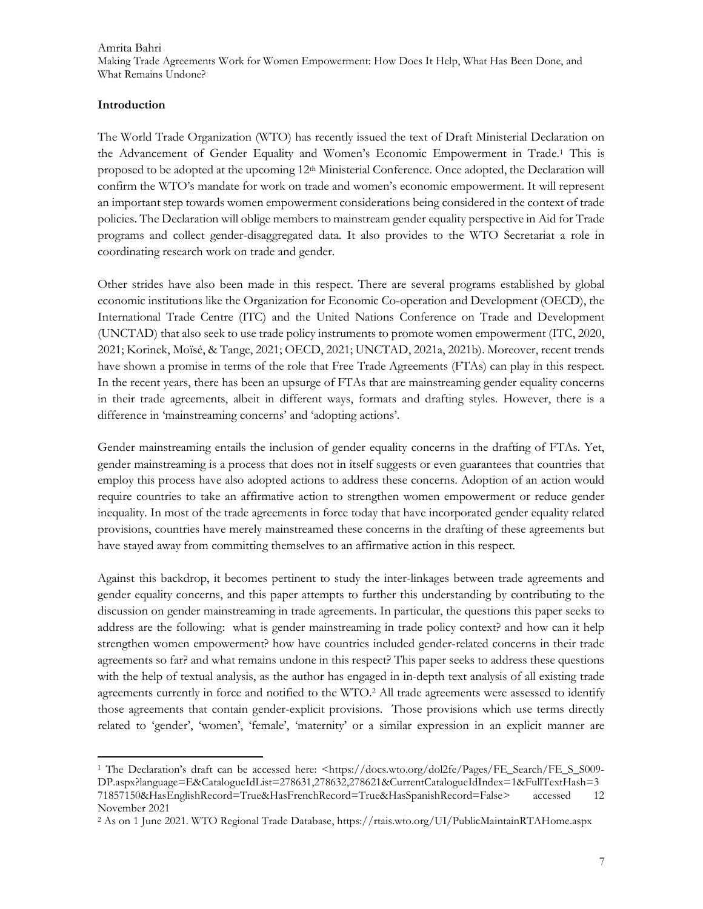## Introduction

The World Trade Organization (WTO) has recently issued the text of Draft Ministerial Declaration on the Advancement of Gender Equality and Women's Economic Empowerment in Trade.[1] This is proposed to be adopted at the upcoming 12th Ministerial Conference. Once adopted, the Declaration will confirm the WTO's mandate for work on trade and women's economic empowerment. It will represent an important step towards women empowerment considerations being considered in the context of trade policies. The Declaration will oblige members to mainstream gender equality perspective in Aid for Trade programs and collect gender-disaggregated data. It also provides to the WTO Secretariat a role in coordinating research work on trade and gender.

Other strides have also been made in this respect. There are several programs established by global economic institutions like the Organization for Economic Co-operation and Development (OECD), the International Trade Centre (ITC) and the United Nations Conference on Trade and Development (UNCTAD) that also seek to use trade policy instruments to promote women empowerment (ITC, 2020, 2021; Korinek, Moïsé, & Tange, 2021; OECD, 2021; UNCTAD, 2021a, 2021b). Moreover, recent trends have shown a promise in terms of the role that Free Trade Agreements (FTAs) can play in this respect. In the recent years, there has been an upsurge of FTAs that are mainstreaming gender equality concerns in their trade agreements, albeit in different ways, formats and drafting styles. However, there is a difference in 'mainstreaming concerns' and 'adopting actions'.

Gender mainstreaming entails the inclusion of gender equality concerns in the drafting of FTAs. Yet, gender mainstreaming is a process that does not in itself suggests or even guarantees that countries that employ this process have also adopted actions to address these concerns. Adoption of an action would require countries to take an affirmative action to strengthen women empowerment or reduce gender inequality. In most of the trade agreements in force today that have incorporated gender equality related provisions, countries have merely mainstreamed these concerns in the drafting of these agreements but have stayed away from committing themselves to an affirmative action in this respect.

Against this backdrop, it becomes pertinent to study the inter-linkages between trade agreements and gender equality concerns, and this paper attempts to further this understanding by contributing to the discussion on gender mainstreaming in trade agreements. In particular, the questions this paper seeks to address are the following: what is gender mainstreaming in trade policy context? and how can it help strengthen women empowerment? how have countries included gender-related concerns in their trade agreements so far? and what remains undone in this respect? This paper seeks to address these questions with the help of textual analysis, as the author has engaged in in-depth text analysis of all existing trade agreements currently in force and notified to the WTO.[2] All trade agreements were assessed to identify those agreements that contain gender-explicit provisions. Those provisions which use terms directly related to 'gender', 'women', 'female', 'maternity' or a similar expression in an explicit manner are

---

[1] The Declaration's draft can be accessed here: <https://docs.wto.org/dol2fe/Pages/FE_Search/FE_S_S009-DP.aspx?language=E&CatalogueIdList=278631,278632,278621&CurrentCatalogueIdIndex=1&FullTextHash=371857150&HasEnglishRecord=True&HasFrenchRecord=True&HasSpanishRecord=False> accessed 12 November 2021

[2] As on 1 June 2021. WTO Regional Trade Database, https://rtais.wto.org/UI/PublicMaintainRTAHome.aspx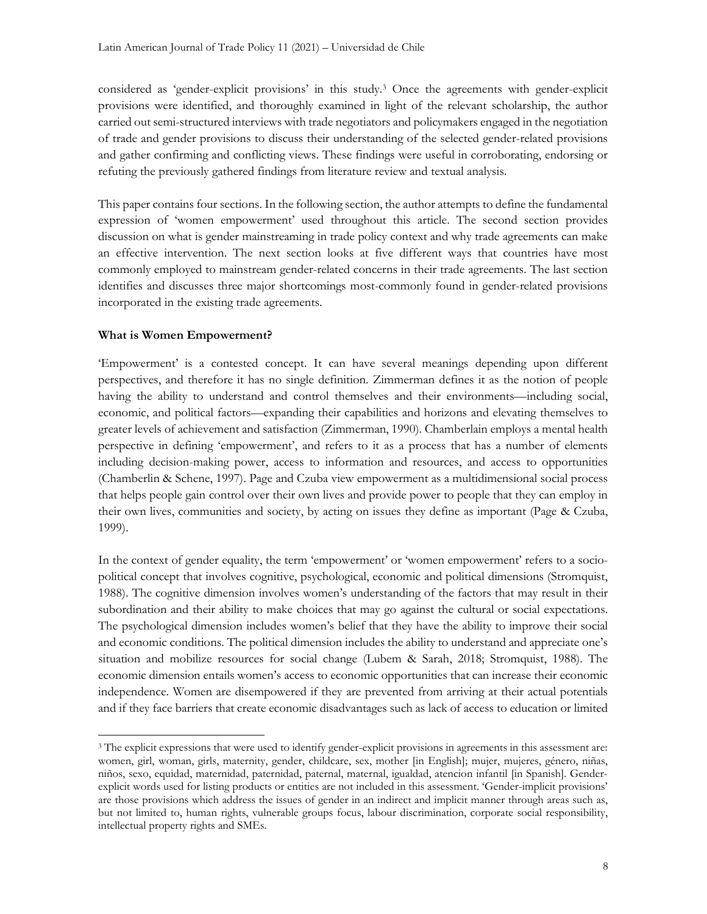considered as 'gender-explicit provisions' in this study.[3] Once the agreements with gender-explicit provisions were identified, and thoroughly examined in light of the relevant scholarship, the author carried out semi-structured interviews with trade negotiators and policymakers engaged in the negotiation of trade and gender provisions to discuss their understanding of the selected gender-related provisions and gather confirming and conflicting views. These findings were useful in corroborating, endorsing or refuting the previously gathered findings from literature review and textual analysis.

This paper contains four sections. In the following section, the author attempts to define the fundamental expression of 'women empowerment' used throughout this article. The second section provides discussion on what is gender mainstreaming in trade policy context and why trade agreements can make an effective intervention. The next section looks at five different ways that countries have most commonly employed to mainstream gender-related concerns in their trade agreements. The last section identifies and discusses three major shortcomings most-commonly found in gender-related provisions incorporated in the existing trade agreements.

## What is Women Empowerment?

'Empowerment' is a contested concept. It can have several meanings depending upon different perspectives, and therefore it has no single definition. Zimmerman defines it as the notion of people having the ability to understand and control themselves and their environments—including social, economic, and political factors—expanding their capabilities and horizons and elevating themselves to greater levels of achievement and satisfaction (Zimmerman, 1990). Chamberlain employs a mental health perspective in defining 'empowerment', and refers to it as a process that has a number of elements including decision-making power, access to information and resources, and access to opportunities (Chamberlin & Schene, 1997). Page and Czuba view empowerment as a multidimensional social process that helps people gain control over their own lives and provide power to people that they can employ in their own lives, communities and society, by acting on issues they define as important (Page & Czuba, 1999).

In the context of gender equality, the term 'empowerment' or 'women empowerment' refers to a socio-political concept that involves cognitive, psychological, economic and political dimensions (Stromquist, 1988). The cognitive dimension involves women's understanding of the factors that may result in their subordination and their ability to make choices that may go against the cultural or social expectations. The psychological dimension includes women's belief that they have the ability to improve their social and economic conditions. The political dimension includes the ability to understand and appreciate one's situation and mobilize resources for social change (Lubem & Sarah, 2018; Stromquist, 1988). The economic dimension entails women's access to economic opportunities that can increase their economic independence. Women are disempowered if they are prevented from arriving at their actual potentials and if they face barriers that create economic disadvantages such as lack of access to education or limited

---

[3] The explicit expressions that were used to identify gender-explicit provisions in agreements in this assessment are: women, girl, woman, girls, maternity, gender, childcare, sex, mother [in English]; mujer, mujeres, género, niñas, niños, sexo, equidad, maternidad, paternidad, paternal, maternal, igualdad, atencion infantil [in Spanish]. Gender-explicit words used for listing products or entities are not included in this assessment. 'Gender-implicit provisions' are those provisions which address the issues of gender in an indirect and implicit manner through areas such as, but not limited to, human rights, vulnerable groups focus, labour discrimination, corporate social responsibility, intellectual property rights and SMEs.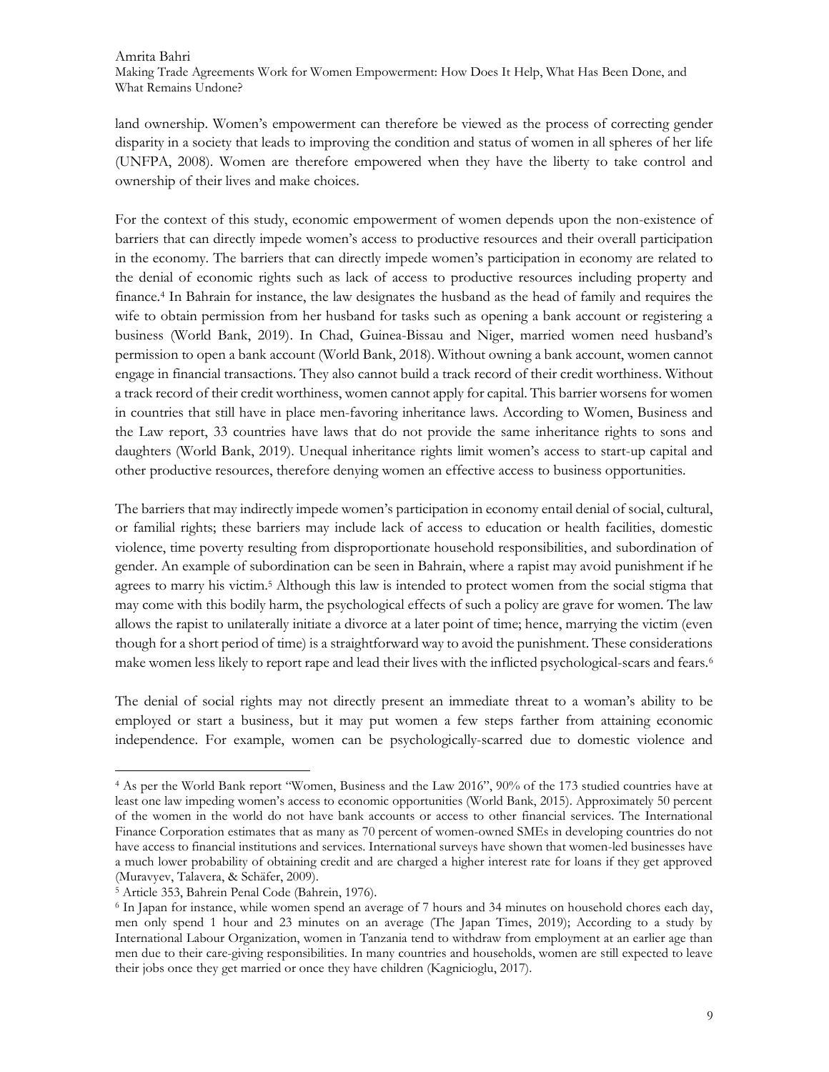land ownership. Women's empowerment can therefore be viewed as the process of correcting gender disparity in a society that leads to improving the condition and status of women in all spheres of her life (UNFPA, 2008). Women are therefore empowered when they have the liberty to take control and ownership of their lives and make choices.

For the context of this study, economic empowerment of women depends upon the non-existence of barriers that can directly impede women's access to productive resources and their overall participation in the economy. The barriers that can directly impede women's participation in economy are related to the denial of economic rights such as lack of access to productive resources including property and finance.[4] In Bahrain for instance, the law designates the husband as the head of family and requires the wife to obtain permission from her husband for tasks such as opening a bank account or registering a business (World Bank, 2019). In Chad, Guinea-Bissau and Niger, married women need husband's permission to open a bank account (World Bank, 2018). Without owning a bank account, women cannot engage in financial transactions. They also cannot build a track record of their credit worthiness. Without a track record of their credit worthiness, women cannot apply for capital. This barrier worsens for women in countries that still have in place men-favoring inheritance laws. According to Women, Business and the Law report, 33 countries have laws that do not provide the same inheritance rights to sons and daughters (World Bank, 2019). Unequal inheritance rights limit women's access to start-up capital and other productive resources, therefore denying women an effective access to business opportunities.

The barriers that may indirectly impede women's participation in economy entail denial of social, cultural, or familial rights; these barriers may include lack of access to education or health facilities, domestic violence, time poverty resulting from disproportionate household responsibilities, and subordination of gender. An example of subordination can be seen in Bahrain, where a rapist may avoid punishment if he agrees to marry his victim.[5] Although this law is intended to protect women from the social stigma that may come with this bodily harm, the psychological effects of such a policy are grave for women. The law allows the rapist to unilaterally initiate a divorce at a later point of time; hence, marrying the victim (even though for a short period of time) is a straightforward way to avoid the punishment. These considerations make women less likely to report rape and lead their lives with the inflicted psychological-scars and fears.[6]

The denial of social rights may not directly present an immediate threat to a woman's ability to be employed or start a business, but it may put women a few steps farther from attaining economic independence. For example, women can be psychologically-scarred due to domestic violence and

---

[4] As per the World Bank report "Women, Business and the Law 2016", 90% of the 173 studied countries have at least one law impeding women's access to economic opportunities (World Bank, 2015). Approximately 50 percent of the women in the world do not have bank accounts or access to other financial services. The International Finance Corporation estimates that as many as 70 percent of women-owned SMEs in developing countries do not have access to financial institutions and services. International surveys have shown that women-led businesses have a much lower probability of obtaining credit and are charged a higher interest rate for loans if they get approved (Muravyev, Talavera, & Schäfer, 2009).

[5] Article 353, Bahrein Penal Code (Bahrein, 1976).

[6] In Japan for instance, while women spend an average of 7 hours and 34 minutes on household chores each day, men only spend 1 hour and 23 minutes on an average (The Japan Times, 2019); According to a study by International Labour Organization, women in Tanzania tend to withdraw from employment at an earlier age than men due to their care-giving responsibilities. In many countries and households, women are still expected to leave their jobs once they get married or once they have children (Kagnicioglu, 2017).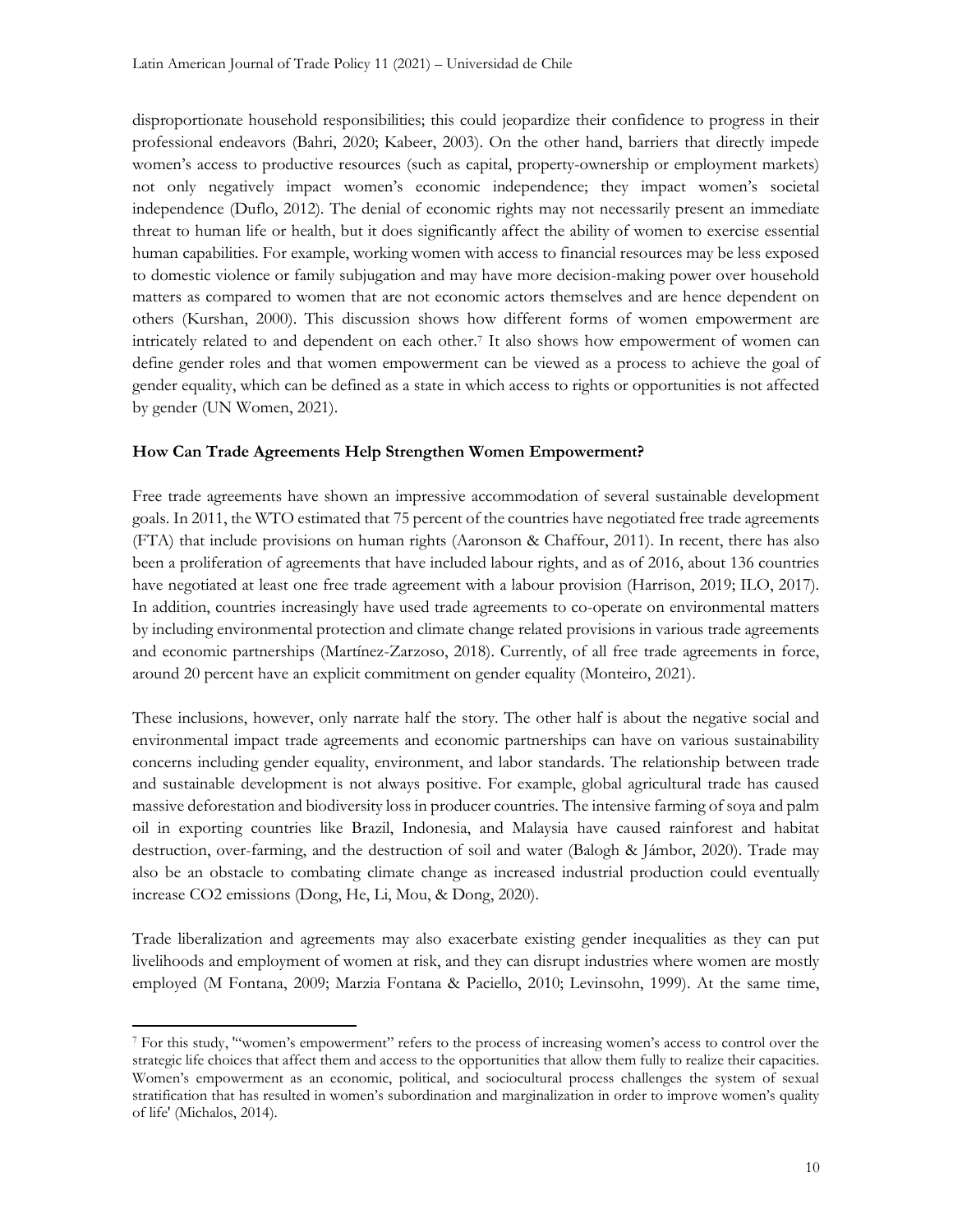disproportionate household responsibilities; this could jeopardize their confidence to progress in their professional endeavors (Bahri, 2020; Kabeer, 2003). On the other hand, barriers that directly impede women's access to productive resources (such as capital, property-ownership or employment markets) not only negatively impact women's economic independence; they impact women's societal independence (Duflo, 2012). The denial of economic rights may not necessarily present an immediate threat to human life or health, but it does significantly affect the ability of women to exercise essential human capabilities. For example, working women with access to financial resources may be less exposed to domestic violence or family subjugation and may have more decision-making power over household matters as compared to women that are not economic actors themselves and are hence dependent on others (Kurshan, 2000). This discussion shows how different forms of women empowerment are intricately related to and dependent on each other.[7] It also shows how empowerment of women can define gender roles and that women empowerment can be viewed as a process to achieve the goal of gender equality, which can be defined as a state in which access to rights or opportunities is not affected by gender (UN Women, 2021).

## How Can Trade Agreements Help Strengthen Women Empowerment?

Free trade agreements have shown an impressive accommodation of several sustainable development goals. In 2011, the WTO estimated that 75 percent of the countries have negotiated free trade agreements (FTA) that include provisions on human rights (Aaronson & Chaffour, 2011). In recent, there has also been a proliferation of agreements that have included labour rights, and as of 2016, about 136 countries have negotiated at least one free trade agreement with a labour provision (Harrison, 2019; ILO, 2017). In addition, countries increasingly have used trade agreements to co-operate on environmental matters by including environmental protection and climate change related provisions in various trade agreements and economic partnerships (Martínez-Zarzoso, 2018). Currently, of all free trade agreements in force, around 20 percent have an explicit commitment on gender equality (Monteiro, 2021).

These inclusions, however, only narrate half the story. The other half is about the negative social and environmental impact trade agreements and economic partnerships can have on various sustainability concerns including gender equality, environment, and labor standards. The relationship between trade and sustainable development is not always positive. For example, global agricultural trade has caused massive deforestation and biodiversity loss in producer countries. The intensive farming of soya and palm oil in exporting countries like Brazil, Indonesia, and Malaysia have caused rainforest and habitat destruction, over-farming, and the destruction of soil and water (Balogh & Jámbor, 2020). Trade may also be an obstacle to combating climate change as increased industrial production could eventually increase $CO_2$ emissions (Dong, He, Li, Mou, & Dong, 2020).

Trade liberalization and agreements may also exacerbate existing gender inequalities as they can put livelihoods and employment of women at risk, and they can disrupt industries where women are mostly employed (M Fontana, 2009; Marzia Fontana & Paciello, 2010; Levinsohn, 1999). At the same time,

[7] For this study, '"women's empowerment" refers to the process of increasing women's access to control over the strategic life choices that affect them and access to the opportunities that allow them fully to realize their capacities. Women's empowerment as an economic, political, and sociocultural process challenges the system of sexual stratification that has resulted in women's subordination and marginalization in order to improve women's quality of life' (Michalos, 2014).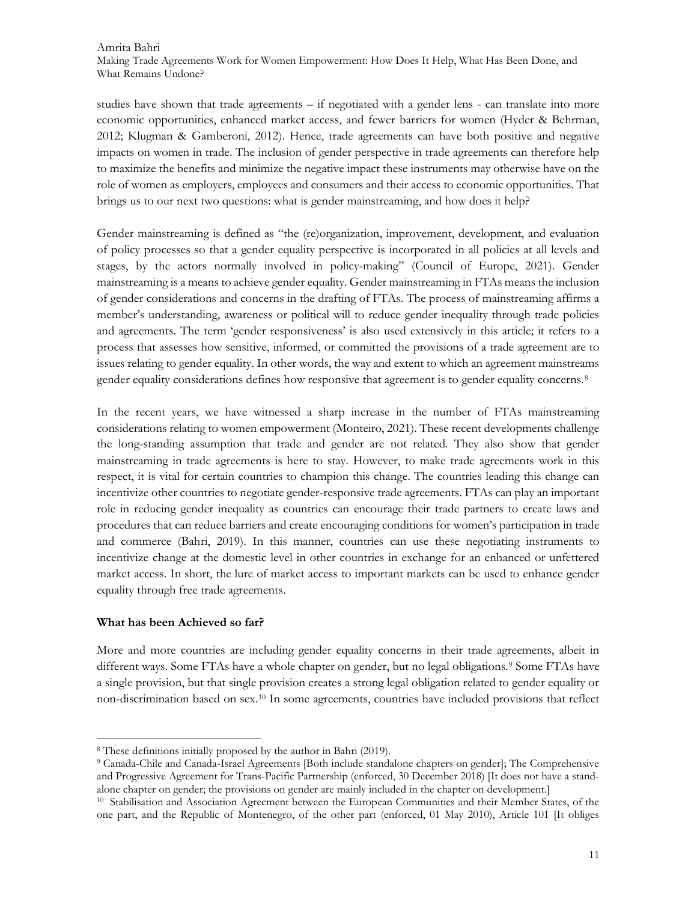studies have shown that trade agreements – if negotiated with a gender lens - can translate into more economic opportunities, enhanced market access, and fewer barriers for women (Hyder & Behrman, 2012; Klugman & Gamberoni, 2012). Hence, trade agreements can have both positive and negative impacts on women in trade. The inclusion of gender perspective in trade agreements can therefore help to maximize the benefits and minimize the negative impact these instruments may otherwise have on the role of women as employers, employees and consumers and their access to economic opportunities. That brings us to our next two questions: what is gender mainstreaming, and how does it help?

Gender mainstreaming is defined as "the (re)organization, improvement, development, and evaluation of policy processes so that a gender equality perspective is incorporated in all policies at all levels and stages, by the actors normally involved in policy-making" (Council of Europe, 2021). Gender mainstreaming is a means to achieve gender equality. Gender mainstreaming in FTAs means the inclusion of gender considerations and concerns in the drafting of FTAs. The process of mainstreaming affirms a member's understanding, awareness or political will to reduce gender inequality through trade policies and agreements. The term 'gender responsiveness' is also used extensively in this article; it refers to a process that assesses how sensitive, informed, or committed the provisions of a trade agreement are to issues relating to gender equality. In other words, the way and extent to which an agreement mainstreams gender equality considerations defines how responsive that agreement is to gender equality concerns.[8]

In the recent years, we have witnessed a sharp increase in the number of FTAs mainstreaming considerations relating to women empowerment (Monteiro, 2021). These recent developments challenge the long-standing assumption that trade and gender are not related. They also show that gender mainstreaming in trade agreements is here to stay. However, to make trade agreements work in this respect, it is vital for certain countries to champion this change. The countries leading this change can incentivize other countries to negotiate gender-responsive trade agreements. FTAs can play an important role in reducing gender inequality as countries can encourage their trade partners to create laws and procedures that can reduce barriers and create encouraging conditions for women's participation in trade and commerce (Bahri, 2019). In this manner, countries can use these negotiating instruments to incentivize change at the domestic level in other countries in exchange for an enhanced or unfettered market access. In short, the lure of market access to important markets can be used to enhance gender equality through free trade agreements.

**What has been Achieved so far?**

More and more countries are including gender equality concerns in their trade agreements, albeit in different ways. Some FTAs have a whole chapter on gender, but no legal obligations.[9] Some FTAs have a single provision, but that single provision creates a strong legal obligation related to gender equality or non-discrimination based on sex.[10] In some agreements, countries have included provisions that reflect

---

[8] These definitions initially proposed by the author in Bahri (2019).

[9] Canada-Chile and Canada-Israel Agreements [Both include standalone chapters on gender]; The Comprehensive and Progressive Agreement for Trans-Pacific Partnership (enforced, 30 December 2018) [It does not have a stand-alone chapter on gender; the provisions on gender are mainly included in the chapter on development.]

[10] Stabilisation and Association Agreement between the European Communities and their Member States, of the one part, and the Republic of Montenegro, of the other part (enforced, 01 May 2010), Article 101 [It obliges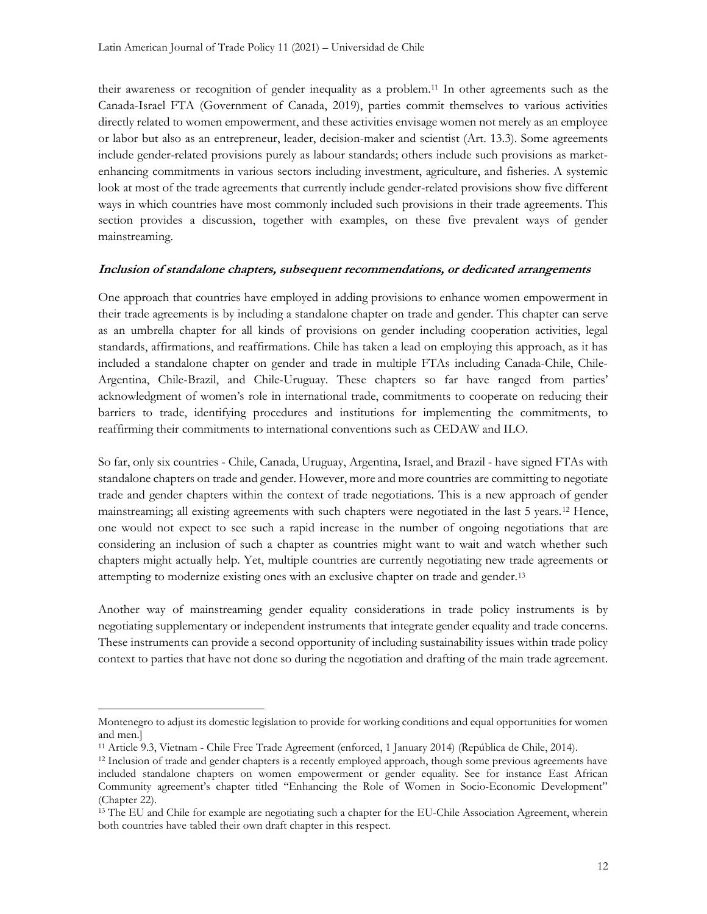their awareness or recognition of gender inequality as a problem.[11] In other agreements such as the Canada-Israel FTA (Government of Canada, 2019), parties commit themselves to various activities directly related to women empowerment, and these activities envisage women not merely as an employee or labor but also as an entrepreneur, leader, decision-maker and scientist (Art. 13.3). Some agreements include gender-related provisions purely as labour standards; others include such provisions as market-enhancing commitments in various sectors including investment, agriculture, and fisheries. A systemic look at most of the trade agreements that currently include gender-related provisions show five different ways in which countries have most commonly included such provisions in their trade agreements. This section provides a discussion, together with examples, on these five prevalent ways of gender mainstreaming.

### *Inclusion of standalone chapters, subsequent recommendations, or dedicated arrangements*

One approach that countries have employed in adding provisions to enhance women empowerment in their trade agreements is by including a standalone chapter on trade and gender. This chapter can serve as an umbrella chapter for all kinds of provisions on gender including cooperation activities, legal standards, affirmations, and reaffirmations. Chile has taken a lead on employing this approach, as it has included a standalone chapter on gender and trade in multiple FTAs including Canada-Chile, Chile-Argentina, Chile-Brazil, and Chile-Uruguay. These chapters so far have ranged from parties' acknowledgment of women's role in international trade, commitments to cooperate on reducing their barriers to trade, identifying procedures and institutions for implementing the commitments, to reaffirming their commitments to international conventions such as CEDAW and ILO.

So far, only six countries - Chile, Canada, Uruguay, Argentina, Israel, and Brazil - have signed FTAs with standalone chapters on trade and gender. However, more and more countries are committing to negotiate trade and gender chapters within the context of trade negotiations. This is a new approach of gender mainstreaming; all existing agreements with such chapters were negotiated in the last 5 years.[12] Hence, one would not expect to see such a rapid increase in the number of ongoing negotiations that are considering an inclusion of such a chapter as countries might want to wait and watch whether such chapters might actually help. Yet, multiple countries are currently negotiating new trade agreements or attempting to modernize existing ones with an exclusive chapter on trade and gender.[13]

Another way of mainstreaming gender equality considerations in trade policy instruments is by negotiating supplementary or independent instruments that integrate gender equality and trade concerns. These instruments can provide a second opportunity of including sustainability issues within trade policy context to parties that have not done so during the negotiation and drafting of the main trade agreement.

---

Montenegro to adjust its domestic legislation to provide for working conditions and equal opportunities for women and men.]

[11] Article 9.3, Vietnam - Chile Free Trade Agreement (enforced, 1 January 2014) (República de Chile, 2014).

[12] Inclusion of trade and gender chapters is a recently employed approach, though some previous agreements have included standalone chapters on women empowerment or gender equality. See for instance East African Community agreement's chapter titled "Enhancing the Role of Women in Socio-Economic Development" (Chapter 22).

[13] The EU and Chile for example are negotiating such a chapter for the EU-Chile Association Agreement, wherein both countries have tabled their own draft chapter in this respect.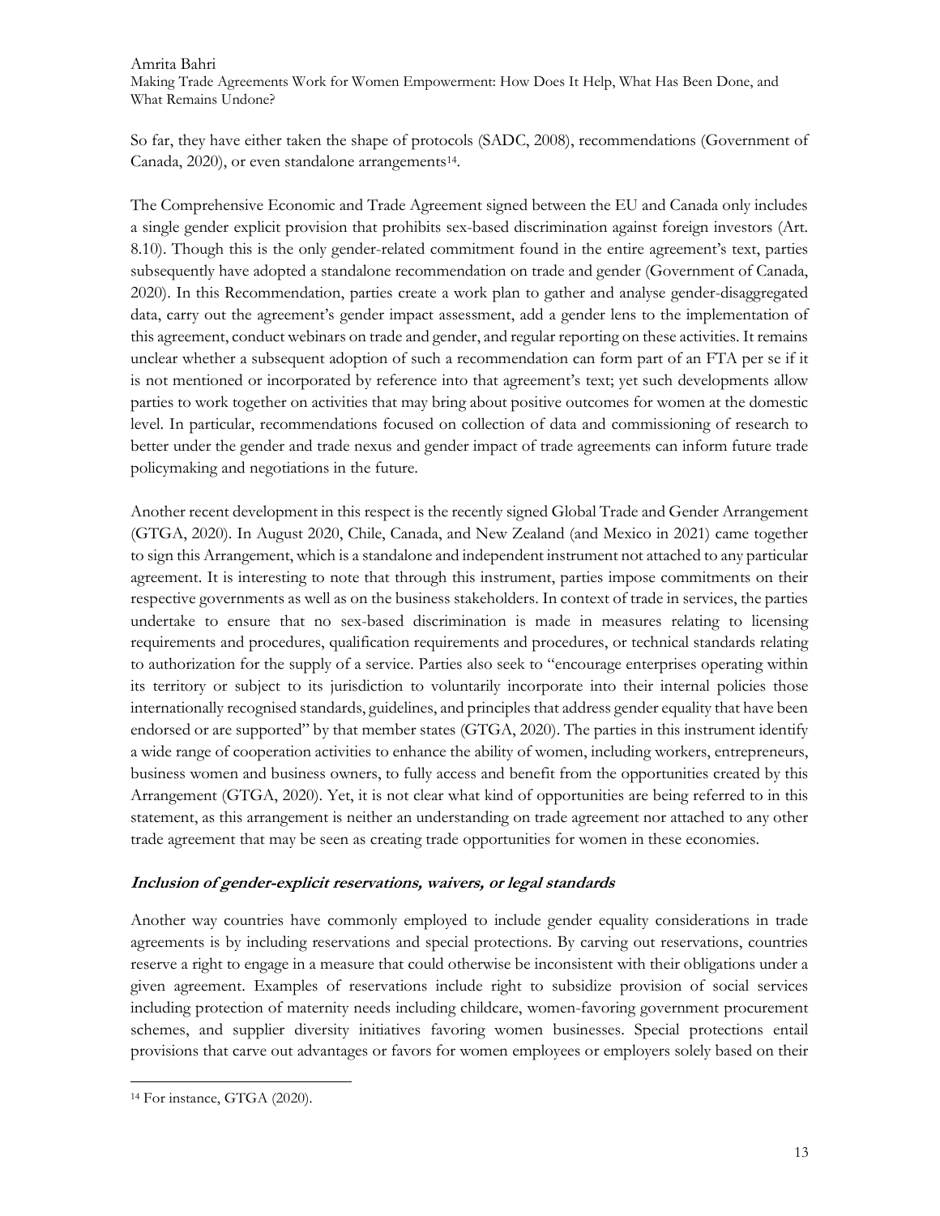So far, they have either taken the shape of protocols (SADC, 2008), recommendations (Government of Canada, 2020), or even standalone arrangements[14].

The Comprehensive Economic and Trade Agreement signed between the EU and Canada only includes a single gender explicit provision that prohibits sex-based discrimination against foreign investors (Art. 8.10). Though this is the only gender-related commitment found in the entire agreement's text, parties subsequently have adopted a standalone recommendation on trade and gender (Government of Canada, 2020). In this Recommendation, parties create a work plan to gather and analyse gender-disaggregated data, carry out the agreement's gender impact assessment, add a gender lens to the implementation of this agreement, conduct webinars on trade and gender, and regular reporting on these activities. It remains unclear whether a subsequent adoption of such a recommendation can form part of an FTA per se if it is not mentioned or incorporated by reference into that agreement's text; yet such developments allow parties to work together on activities that may bring about positive outcomes for women at the domestic level. In particular, recommendations focused on collection of data and commissioning of research to better under the gender and trade nexus and gender impact of trade agreements can inform future trade policymaking and negotiations in the future.

Another recent development in this respect is the recently signed Global Trade and Gender Arrangement (GTGA, 2020). In August 2020, Chile, Canada, and New Zealand (and Mexico in 2021) came together to sign this Arrangement, which is a standalone and independent instrument not attached to any particular agreement. It is interesting to note that through this instrument, parties impose commitments on their respective governments as well as on the business stakeholders. In context of trade in services, the parties undertake to ensure that no sex-based discrimination is made in measures relating to licensing requirements and procedures, qualification requirements and procedures, or technical standards relating to authorization for the supply of a service. Parties also seek to "encourage enterprises operating within its territory or subject to its jurisdiction to voluntarily incorporate into their internal policies those internationally recognised standards, guidelines, and principles that address gender equality that have been endorsed or are supported" by that member states (GTGA, 2020). The parties in this instrument identify a wide range of cooperation activities to enhance the ability of women, including workers, entrepreneurs, business women and business owners, to fully access and benefit from the opportunities created by this Arrangement (GTGA, 2020). Yet, it is not clear what kind of opportunities are being referred to in this statement, as this arrangement is neither an understanding on trade agreement nor attached to any other trade agreement that may be seen as creating trade opportunities for women in these economies.

### *Inclusion of gender-explicit reservations, waivers, or legal standards*

Another way countries have commonly employed to include gender equality considerations in trade agreements is by including reservations and special protections. By carving out reservations, countries reserve a right to engage in a measure that could otherwise be inconsistent with their obligations under a given agreement. Examples of reservations include right to subsidize provision of social services including protection of maternity needs including childcare, women-favoring government procurement schemes, and supplier diversity initiatives favoring women businesses. Special protections entail provisions that carve out advantages or favors for women employees or employers solely based on their

[14] For instance, GTGA (2020).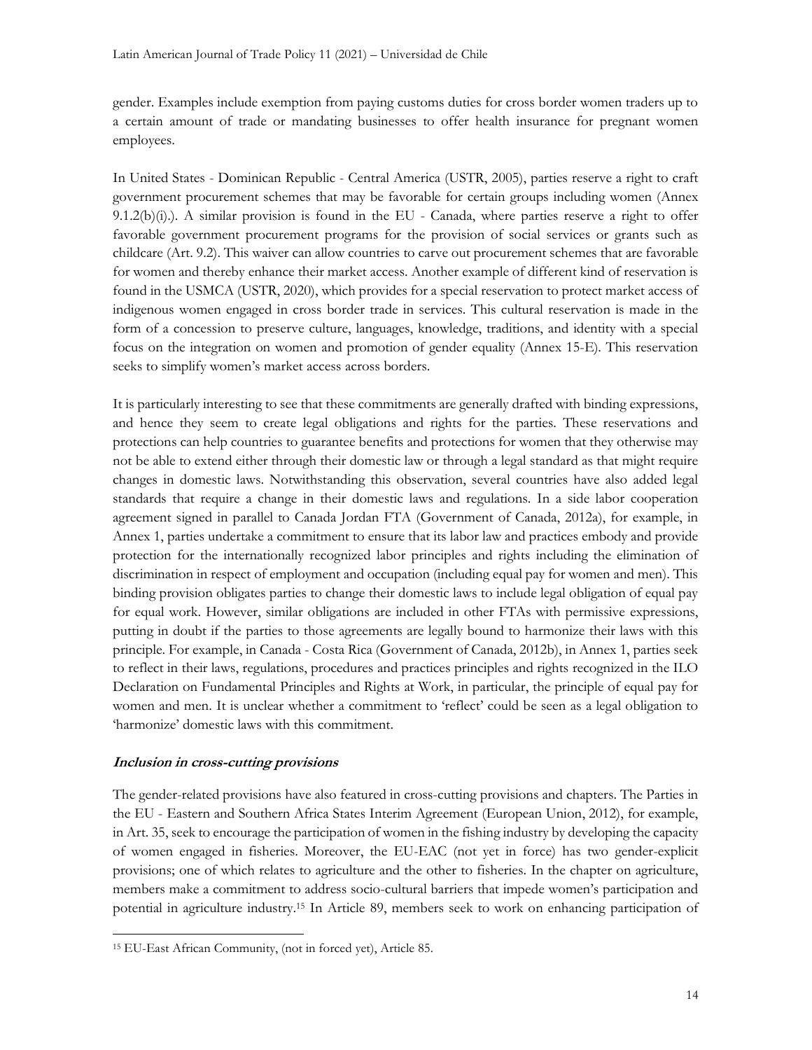gender. Examples include exemption from paying customs duties for cross border women traders up to a certain amount of trade or mandating businesses to offer health insurance for pregnant women employees.

In United States - Dominican Republic - Central America (USTR, 2005), parties reserve a right to craft government procurement schemes that may be favorable for certain groups including women (Annex 9.1.2(b)(i).). A similar provision is found in the EU - Canada, where parties reserve a right to offer favorable government procurement programs for the provision of social services or grants such as childcare (Art. 9.2). This waiver can allow countries to carve out procurement schemes that are favorable for women and thereby enhance their market access. Another example of different kind of reservation is found in the USMCA (USTR, 2020), which provides for a special reservation to protect market access of indigenous women engaged in cross border trade in services. This cultural reservation is made in the form of a concession to preserve culture, languages, knowledge, traditions, and identity with a special focus on the integration on women and promotion of gender equality (Annex 15-E). This reservation seeks to simplify women's market access across borders.

It is particularly interesting to see that these commitments are generally drafted with binding expressions, and hence they seem to create legal obligations and rights for the parties. These reservations and protections can help countries to guarantee benefits and protections for women that they otherwise may not be able to extend either through their domestic law or through a legal standard as that might require changes in domestic laws. Notwithstanding this observation, several countries have also added legal standards that require a change in their domestic laws and regulations. In a side labor cooperation agreement signed in parallel to Canada Jordan FTA (Government of Canada, 2012a), for example, in Annex 1, parties undertake a commitment to ensure that its labor law and practices embody and provide protection for the internationally recognized labor principles and rights including the elimination of discrimination in respect of employment and occupation (including equal pay for women and men). This binding provision obligates parties to change their domestic laws to include legal obligation of equal pay for equal work. However, similar obligations are included in other FTAs with permissive expressions, putting in doubt if the parties to those agreements are legally bound to harmonize their laws with this principle. For example, in Canada - Costa Rica (Government of Canada, 2012b), in Annex 1, parties seek to reflect in their laws, regulations, procedures and practices principles and rights recognized in the ILO Declaration on Fundamental Principles and Rights at Work, in particular, the principle of equal pay for women and men. It is unclear whether a commitment to 'reflect' could be seen as a legal obligation to 'harmonize' domestic laws with this commitment.

### *Inclusion in cross-cutting provisions*

The gender-related provisions have also featured in cross-cutting provisions and chapters. The Parties in the EU - Eastern and Southern Africa States Interim Agreement (European Union, 2012), for example, in Art. 35, seek to encourage the participation of women in the fishing industry by developing the capacity of women engaged in fisheries. Moreover, the EU-EAC (not yet in force) has two gender-explicit provisions; one of which relates to agriculture and the other to fisheries. In the chapter on agriculture, members make a commitment to address socio-cultural barriers that impede women's participation and potential in agriculture industry.[15] In Article 89, members seek to work on enhancing participation of

[15] EU-East African Community, (not in forced yet), Article 85.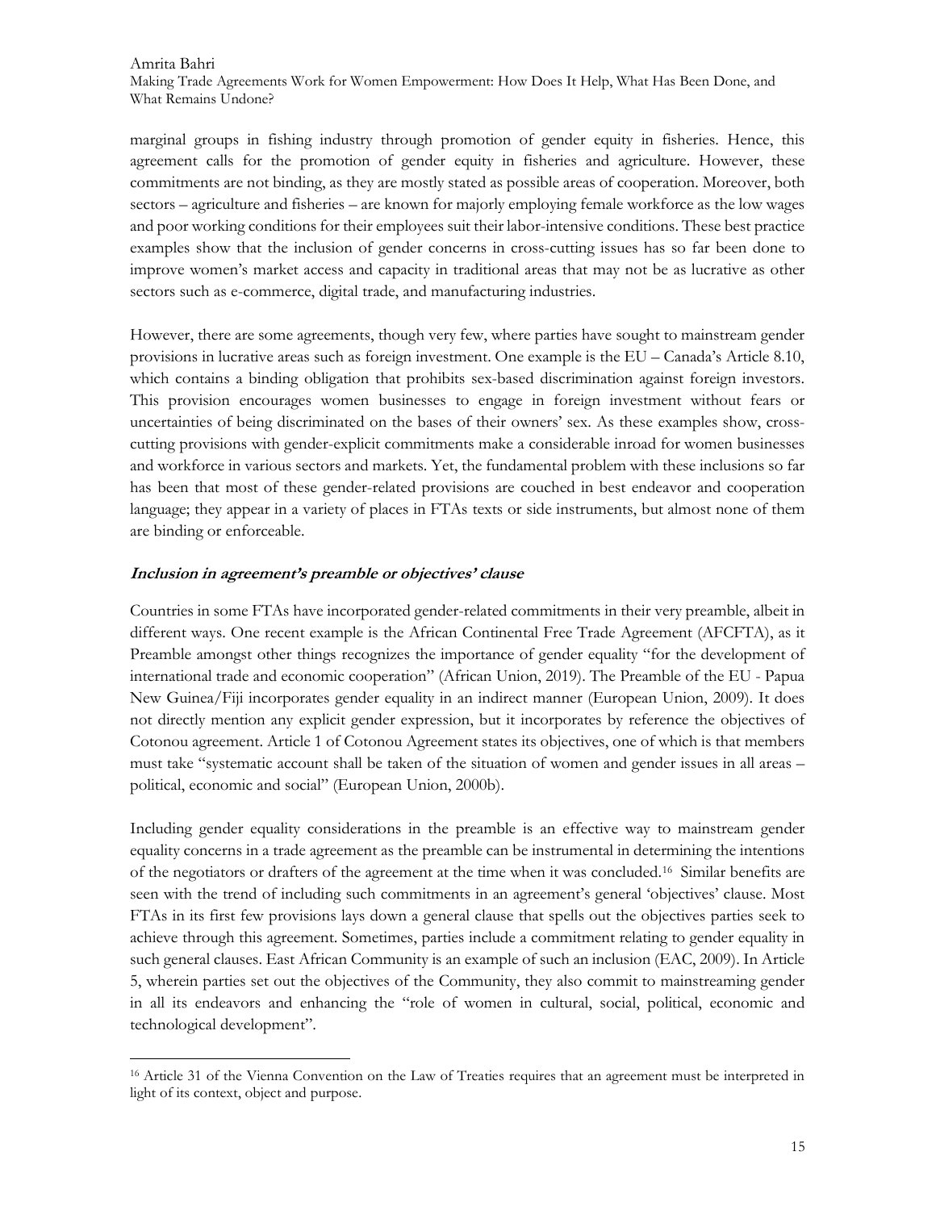marginal groups in fishing industry through promotion of gender equity in fisheries. Hence, this agreement calls for the promotion of gender equity in fisheries and agriculture. However, these commitments are not binding, as they are mostly stated as possible areas of cooperation. Moreover, both sectors – agriculture and fisheries – are known for majorly employing female workforce as the low wages and poor working conditions for their employees suit their labor-intensive conditions. These best practice examples show that the inclusion of gender concerns in cross-cutting issues has so far been done to improve women's market access and capacity in traditional areas that may not be as lucrative as other sectors such as e-commerce, digital trade, and manufacturing industries.

However, there are some agreements, though very few, where parties have sought to mainstream gender provisions in lucrative areas such as foreign investment. One example is the EU – Canada's Article 8.10, which contains a binding obligation that prohibits sex-based discrimination against foreign investors. This provision encourages women businesses to engage in foreign investment without fears or uncertainties of being discriminated on the bases of their owners' sex. As these examples show, cross-cutting provisions with gender-explicit commitments make a considerable inroad for women businesses and workforce in various sectors and markets. Yet, the fundamental problem with these inclusions so far has been that most of these gender-related provisions are couched in best endeavor and cooperation language; they appear in a variety of places in FTAs texts or side instruments, but almost none of them are binding or enforceable.

### *Inclusion in agreement's preamble or objectives' clause*

Countries in some FTAs have incorporated gender-related commitments in their very preamble, albeit in different ways. One recent example is the African Continental Free Trade Agreement (AFCFTA), as it Preamble amongst other things recognizes the importance of gender equality "for the development of international trade and economic cooperation" (African Union, 2019). The Preamble of the EU - Papua New Guinea/Fiji incorporates gender equality in an indirect manner (European Union, 2009). It does not directly mention any explicit gender expression, but it incorporates by reference the objectives of Cotonou agreement. Article 1 of Cotonou Agreement states its objectives, one of which is that members must take "systematic account shall be taken of the situation of women and gender issues in all areas – political, economic and social" (European Union, 2000b).

Including gender equality considerations in the preamble is an effective way to mainstream gender equality concerns in a trade agreement as the preamble can be instrumental in determining the intentions of the negotiators or drafters of the agreement at the time when it was concluded.[16] Similar benefits are seen with the trend of including such commitments in an agreement's general 'objectives' clause. Most FTAs in its first few provisions lays down a general clause that spells out the objectives parties seek to achieve through this agreement. Sometimes, parties include a commitment relating to gender equality in such general clauses. East African Community is an example of such an inclusion (EAC, 2009). In Article 5, wherein parties set out the objectives of the Community, they also commit to mainstreaming gender in all its endeavors and enhancing the "role of women in cultural, social, political, economic and technological development".

[16] Article 31 of the Vienna Convention on the Law of Treaties requires that an agreement must be interpreted in light of its context, object and purpose.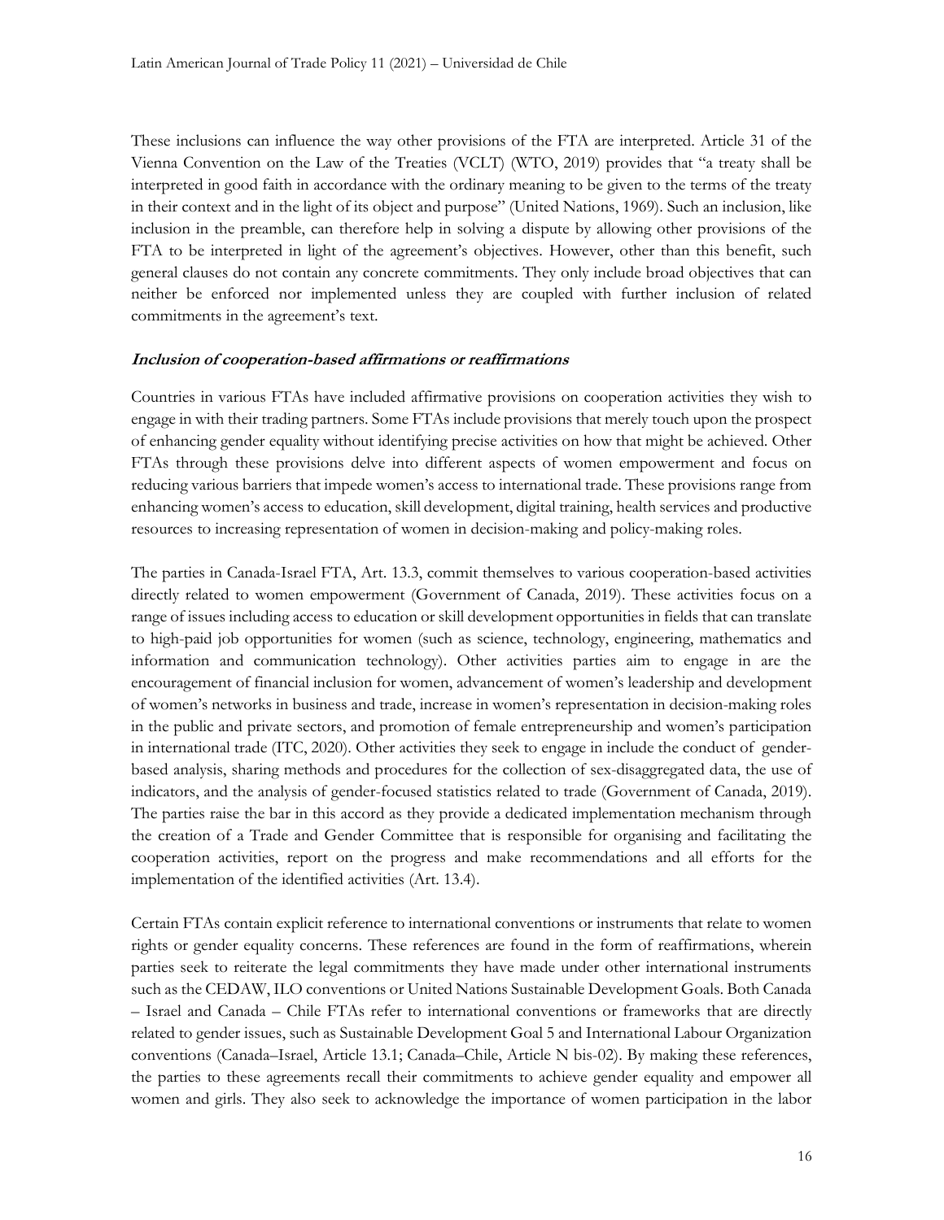These inclusions can influence the way other provisions of the FTA are interpreted. Article 31 of the Vienna Convention on the Law of the Treaties (VCLT) (WTO, 2019) provides that "a treaty shall be interpreted in good faith in accordance with the ordinary meaning to be given to the terms of the treaty in their context and in the light of its object and purpose" (United Nations, 1969). Such an inclusion, like inclusion in the preamble, can therefore help in solving a dispute by allowing other provisions of the FTA to be interpreted in light of the agreement's objectives. However, other than this benefit, such general clauses do not contain any concrete commitments. They only include broad objectives that can neither be enforced nor implemented unless they are coupled with further inclusion of related commitments in the agreement's text.

***Inclusion of cooperation-based affirmations or reaffirmations***

Countries in various FTAs have included affirmative provisions on cooperation activities they wish to engage in with their trading partners. Some FTAs include provisions that merely touch upon the prospect of enhancing gender equality without identifying precise activities on how that might be achieved. Other FTAs through these provisions delve into different aspects of women empowerment and focus on reducing various barriers that impede women's access to international trade. These provisions range from enhancing women's access to education, skill development, digital training, health services and productive resources to increasing representation of women in decision-making and policy-making roles.

The parties in Canada-Israel FTA, Art. 13.3, commit themselves to various cooperation-based activities directly related to women empowerment (Government of Canada, 2019). These activities focus on a range of issues including access to education or skill development opportunities in fields that can translate to high-paid job opportunities for women (such as science, technology, engineering, mathematics and information and communication technology). Other activities parties aim to engage in are the encouragement of financial inclusion for women, advancement of women's leadership and development of women's networks in business and trade, increase in women's representation in decision-making roles in the public and private sectors, and promotion of female entrepreneurship and women's participation in international trade (ITC, 2020). Other activities they seek to engage in include the conduct of gender-based analysis, sharing methods and procedures for the collection of sex-disaggregated data, the use of indicators, and the analysis of gender-focused statistics related to trade (Government of Canada, 2019). The parties raise the bar in this accord as they provide a dedicated implementation mechanism through the creation of a Trade and Gender Committee that is responsible for organising and facilitating the cooperation activities, report on the progress and make recommendations and all efforts for the implementation of the identified activities (Art. 13.4).

Certain FTAs contain explicit reference to international conventions or instruments that relate to women rights or gender equality concerns. These references are found in the form of reaffirmations, wherein parties seek to reiterate the legal commitments they have made under other international instruments such as the CEDAW, ILO conventions or United Nations Sustainable Development Goals. Both Canada – Israel and Canada – Chile FTAs refer to international conventions or frameworks that are directly related to gender issues, such as Sustainable Development Goal 5 and International Labour Organization conventions (Canada–Israel, Article 13.1; Canada–Chile, Article N bis-02). By making these references, the parties to these agreements recall their commitments to achieve gender equality and empower all women and girls. They also seek to acknowledge the importance of women participation in the labor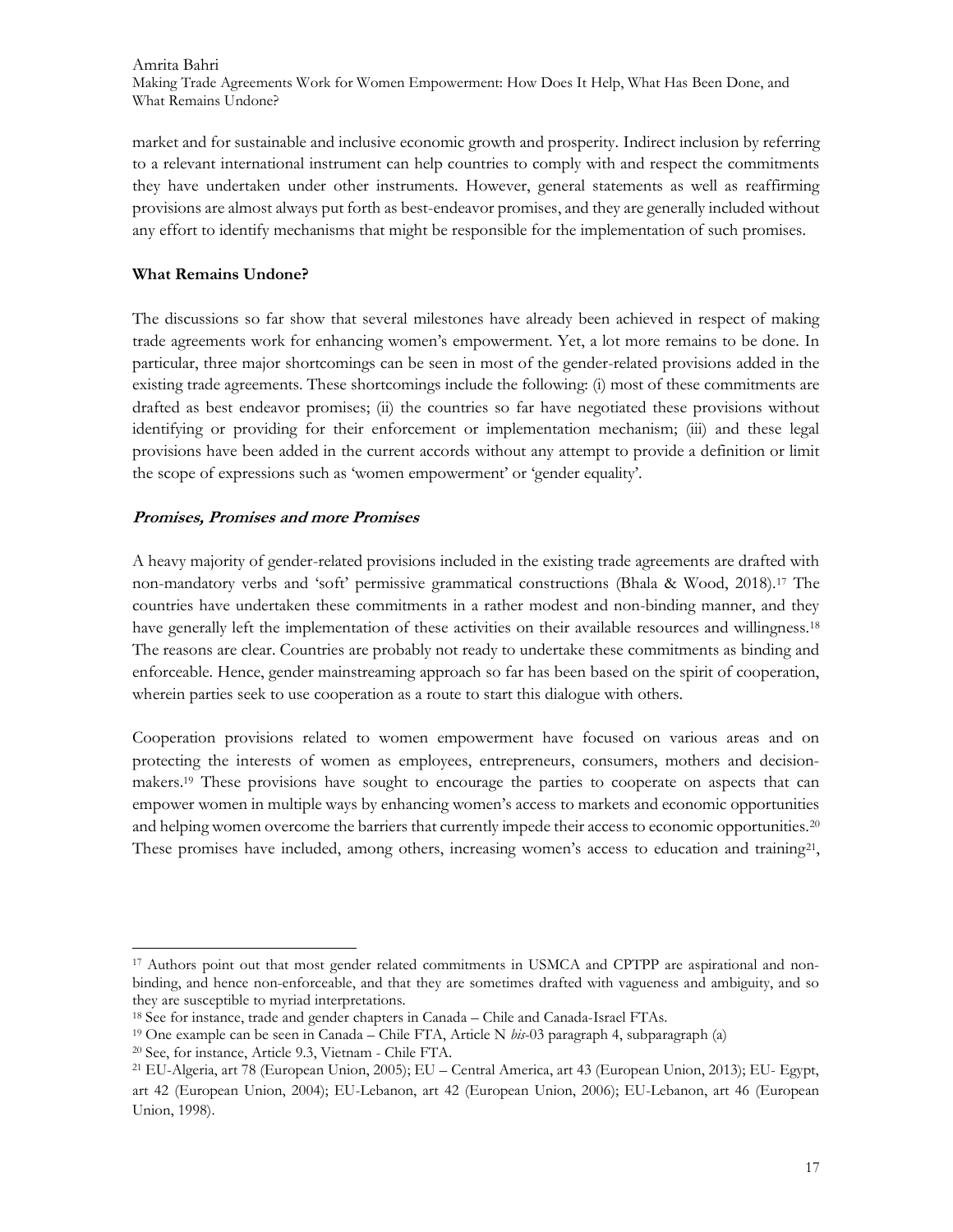market and for sustainable and inclusive economic growth and prosperity. Indirect inclusion by referring to a relevant international instrument can help countries to comply with and respect the commitments they have undertaken under other instruments. However, general statements as well as reaffirming provisions are almost always put forth as best-endeavor promises, and they are generally included without any effort to identify mechanisms that might be responsible for the implementation of such promises.

## What Remains Undone?

The discussions so far show that several milestones have already been achieved in respect of making trade agreements work for enhancing women's empowerment. Yet, a lot more remains to be done. In particular, three major shortcomings can be seen in most of the gender-related provisions added in the existing trade agreements. These shortcomings include the following: (i) most of these commitments are drafted as best endeavor promises; (ii) the countries so far have negotiated these provisions without identifying or providing for their enforcement or implementation mechanism; (iii) and these legal provisions have been added in the current accords without any attempt to provide a definition or limit the scope of expressions such as 'women empowerment' or 'gender equality'.

### *Promises, Promises and more Promises*

A heavy majority of gender-related provisions included in the existing trade agreements are drafted with non-mandatory verbs and 'soft' permissive grammatical constructions (Bhala & Wood, 2018).[17] The countries have undertaken these commitments in a rather modest and non-binding manner, and they have generally left the implementation of these activities on their available resources and willingness.[18] The reasons are clear. Countries are probably not ready to undertake these commitments as binding and enforceable. Hence, gender mainstreaming approach so far has been based on the spirit of cooperation, wherein parties seek to use cooperation as a route to start this dialogue with others.

Cooperation provisions related to women empowerment have focused on various areas and on protecting the interests of women as employees, entrepreneurs, consumers, mothers and decision-makers.[19] These provisions have sought to encourage the parties to cooperate on aspects that can empower women in multiple ways by enhancing women's access to markets and economic opportunities and helping women overcome the barriers that currently impede their access to economic opportunities.[20] These promises have included, among others, increasing women's access to education and training[21],

---

[17] Authors point out that most gender related commitments in USMCA and CPTPP are aspirational and non-binding, and hence non-enforceable, and that they are sometimes drafted with vagueness and ambiguity, and so they are susceptible to myriad interpretations.

[18] See for instance, trade and gender chapters in Canada – Chile and Canada-Israel FTAs.

[19] One example can be seen in Canada – Chile FTA, Article N *bis*-03 paragraph 4, subparagraph (a)

[20] See, for instance, Article 9.3, Vietnam - Chile FTA.

[21] EU-Algeria, art 78 (European Union, 2005); EU – Central America, art 43 (European Union, 2013); EU- Egypt, art 42 (European Union, 2004); EU-Lebanon, art 42 (European Union, 2006); EU-Lebanon, art 46 (European Union, 1998).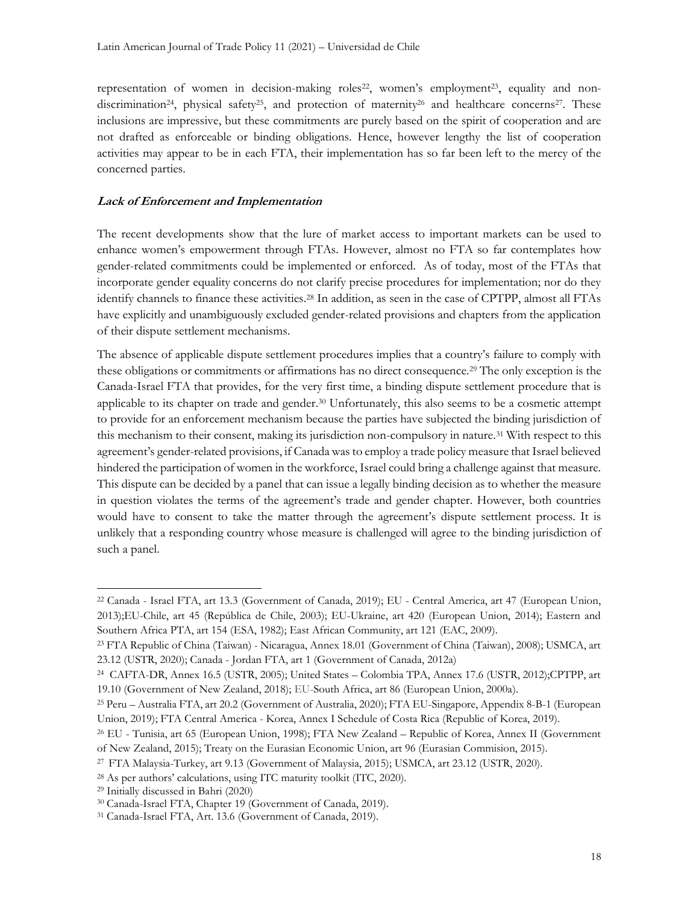representation of women in decision-making roles[22], women's employment[23], equality and non-discrimination[24], physical safety[25], and protection of maternity[26] and healthcare concerns[27]. These inclusions are impressive, but these commitments are purely based on the spirit of cooperation and are not drafted as enforceable or binding obligations. Hence, however lengthy the list of cooperation activities may appear to be in each FTA, their implementation has so far been left to the mercy of the concerned parties.

### ***Lack of Enforcement and Implementation***

The recent developments show that the lure of market access to important markets can be used to enhance women's empowerment through FTAs. However, almost no FTA so far contemplates how gender-related commitments could be implemented or enforced. As of today, most of the FTAs that incorporate gender equality concerns do not clarify precise procedures for implementation; nor do they identify channels to finance these activities.[28] In addition, as seen in the case of CPTPP, almost all FTAs have explicitly and unambiguously excluded gender-related provisions and chapters from the application of their dispute settlement mechanisms.

The absence of applicable dispute settlement procedures implies that a country's failure to comply with these obligations or commitments or affirmations has no direct consequence.[29] The only exception is the Canada-Israel FTA that provides, for the very first time, a binding dispute settlement procedure that is applicable to its chapter on trade and gender.[30] Unfortunately, this also seems to be a cosmetic attempt to provide for an enforcement mechanism because the parties have subjected the binding jurisdiction of this mechanism to their consent, making its jurisdiction non-compulsory in nature.[31] With respect to this agreement's gender-related provisions, if Canada was to employ a trade policy measure that Israel believed hindered the participation of women in the workforce, Israel could bring a challenge against that measure. This dispute can be decided by a panel that can issue a legally binding decision as to whether the measure in question violates the terms of the agreement's trade and gender chapter. However, both countries would have to consent to take the matter through the agreement's dispute settlement process. It is unlikely that a responding country whose measure is challenged will agree to the binding jurisdiction of such a panel.

---

[22] Canada - Israel FTA, art 13.3 (Government of Canada, 2019); EU - Central America, art 47 (European Union, 2013);EU-Chile, art 45 (República de Chile, 2003); EU-Ukraine, art 420 (European Union, 2014); Eastern and Southern Africa PTA, art 154 (ESA, 1982); East African Community, art 121 (EAC, 2009).

[23] FTA Republic of China (Taiwan) - Nicaragua, Annex 18.01 (Government of China (Taiwan), 2008); USMCA, art 23.12 (USTR, 2020); Canada - Jordan FTA, art 1 (Government of Canada, 2012a)

[24] CAFTA-DR, Annex 16.5 (USTR, 2005); United States – Colombia TPA, Annex 17.6 (USTR, 2012);CPTPP, art 19.10 (Government of New Zealand, 2018); EU-South Africa, art 86 (European Union, 2000a).

[25] Peru – Australia FTA, art 20.2 (Government of Australia, 2020); FTA EU-Singapore, Appendix 8-B-1 (European Union, 2019); FTA Central America - Korea, Annex I Schedule of Costa Rica (Republic of Korea, 2019).

[26] EU - Tunisia, art 65 (European Union, 1998); FTA New Zealand – Republic of Korea, Annex II (Government of New Zealand, 2015); Treaty on the Eurasian Economic Union, art 96 (Eurasian Commision, 2015).

[27] FTA Malaysia-Turkey, art 9.13 (Government of Malaysia, 2015); USMCA, art 23.12 (USTR, 2020).

[28] As per authors' calculations, using ITC maturity toolkit (ITC, 2020).

[29] Initially discussed in Bahri (2020)

[30] Canada-Israel FTA, Chapter 19 (Government of Canada, 2019).

[31] Canada-Israel FTA, Art. 13.6 (Government of Canada, 2019).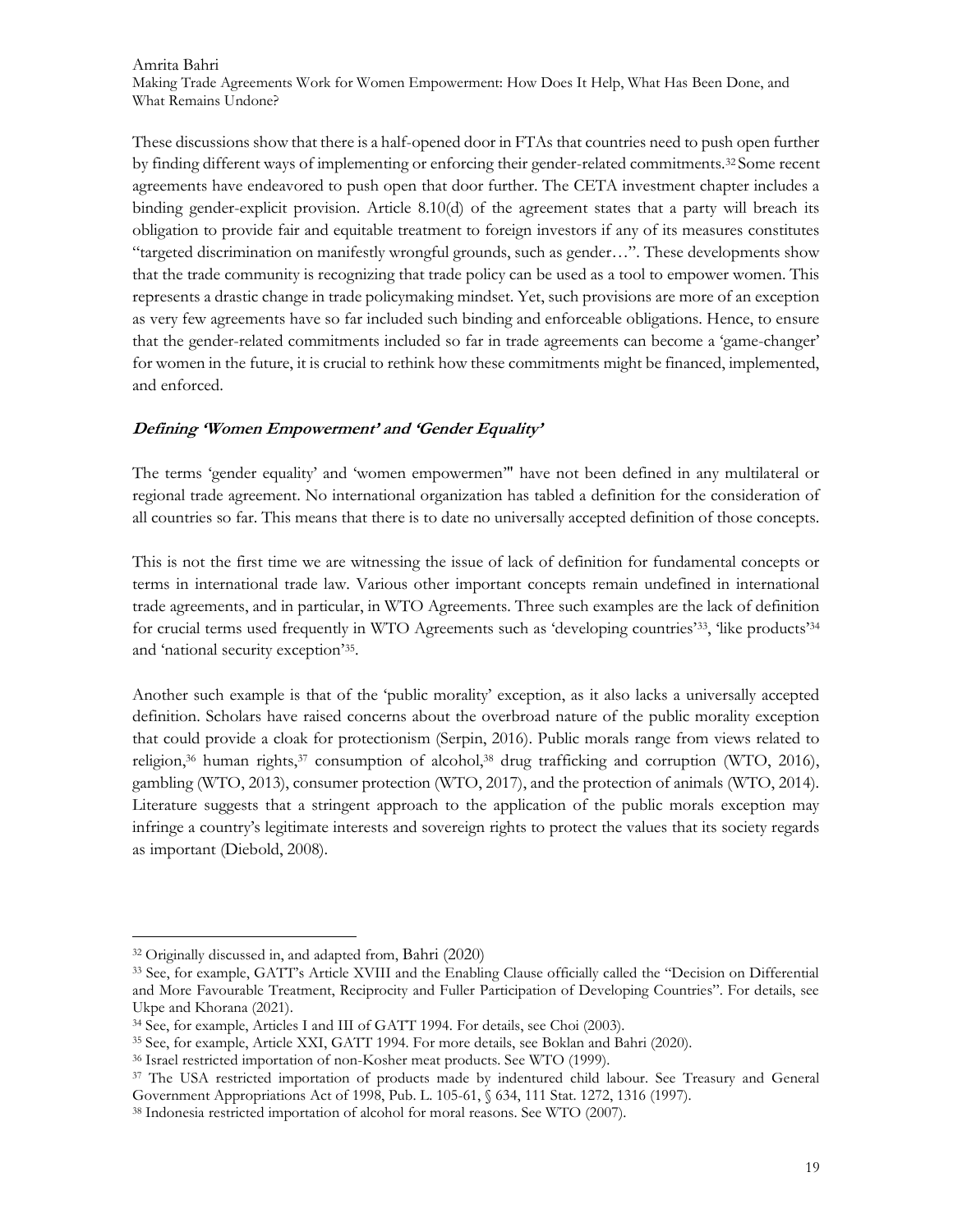These discussions show that there is a half-opened door in FTAs that countries need to push open further by finding different ways of implementing or enforcing their gender-related commitments.[32] Some recent agreements have endeavored to push open that door further. The CETA investment chapter includes a binding gender-explicit provision. Article 8.10(d) of the agreement states that a party will breach its obligation to provide fair and equitable treatment to foreign investors if any of its measures constitutes "targeted discrimination on manifestly wrongful grounds, such as gender…". These developments show that the trade community is recognizing that trade policy can be used as a tool to empower women. This represents a drastic change in trade policymaking mindset. Yet, such provisions are more of an exception as very few agreements have so far included such binding and enforceable obligations. Hence, to ensure that the gender-related commitments included so far in trade agreements can become a 'game-changer' for women in the future, it is crucial to rethink how these commitments might be financed, implemented, and enforced.

### *Defining 'Women Empowerment' and 'Gender Equality'*

The terms 'gender equality' and 'women empowermen'' have not been defined in any multilateral or regional trade agreement. No international organization has tabled a definition for the consideration of all countries so far. This means that there is to date no universally accepted definition of those concepts.

This is not the first time we are witnessing the issue of lack of definition for fundamental concepts or terms in international trade law. Various other important concepts remain undefined in international trade agreements, and in particular, in WTO Agreements. Three such examples are the lack of definition for crucial terms used frequently in WTO Agreements such as 'developing countries'[33], 'like products'[34] and 'national security exception'[35].

Another such example is that of the 'public morality' exception, as it also lacks a universally accepted definition. Scholars have raised concerns about the overbroad nature of the public morality exception that could provide a cloak for protectionism (Serpin, 2016). Public morals range from views related to religion,[36] human rights,[37] consumption of alcohol,[38] drug trafficking and corruption (WTO, 2016), gambling (WTO, 2013), consumer protection (WTO, 2017), and the protection of animals (WTO, 2014). Literature suggests that a stringent approach to the application of the public morals exception may infringe a country's legitimate interests and sovereign rights to protect the values that its society regards as important (Diebold, 2008).

---

[32] Originally discussed in, and adapted from, Bahri (2020)

[33] See, for example, GATT's Article XVIII and the Enabling Clause officially called the "Decision on Differential and More Favourable Treatment, Reciprocity and Fuller Participation of Developing Countries". For details, see Ukpe and Khorana (2021).

[34] See, for example, Articles I and III of GATT 1994. For details, see Choi (2003).

[35] See, for example, Article XXI, GATT 1994. For more details, see Boklan and Bahri (2020).

[36] Israel restricted importation of non-Kosher meat products. See WTO (1999).

[37] The USA restricted importation of products made by indentured child labour. See Treasury and General Government Appropriations Act of 1998, Pub. L. 105-61, § 634, 111 Stat. 1272, 1316 (1997).

[38] Indonesia restricted importation of alcohol for moral reasons. See WTO (2007).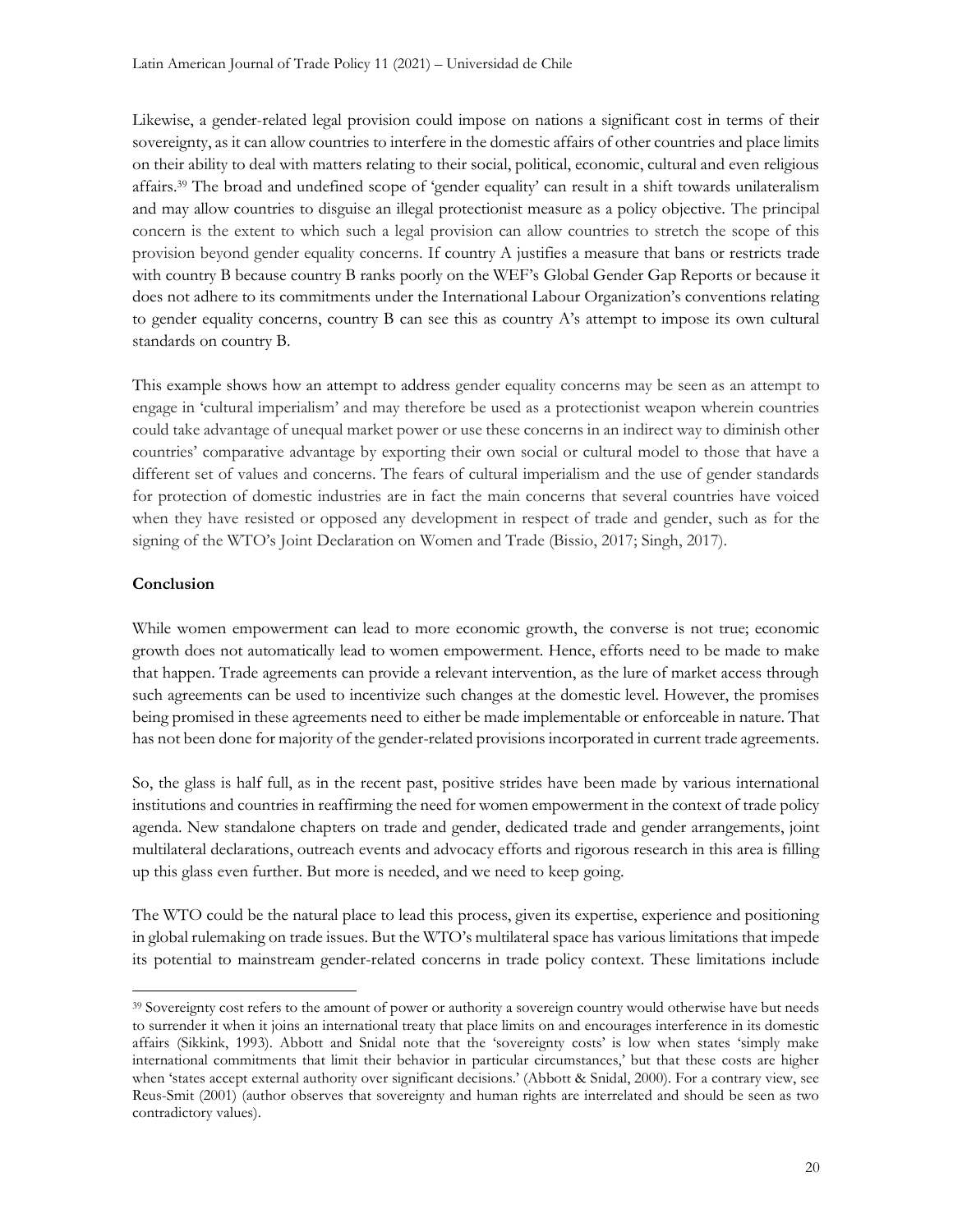Likewise, a gender-related legal provision could impose on nations a significant cost in terms of their sovereignty, as it can allow countries to interfere in the domestic affairs of other countries and place limits on their ability to deal with matters relating to their social, political, economic, cultural and even religious affairs.[39] The broad and undefined scope of 'gender equality' can result in a shift towards unilateralism and may allow countries to disguise an illegal protectionist measure as a policy objective. The principal concern is the extent to which such a legal provision can allow countries to stretch the scope of this provision beyond gender equality concerns. If country A justifies a measure that bans or restricts trade with country B because country B ranks poorly on the WEF's Global Gender Gap Reports or because it does not adhere to its commitments under the International Labour Organization's conventions relating to gender equality concerns, country B can see this as country A's attempt to impose its own cultural standards on country B.

This example shows how an attempt to address gender equality concerns may be seen as an attempt to engage in 'cultural imperialism' and may therefore be used as a protectionist weapon wherein countries could take advantage of unequal market power or use these concerns in an indirect way to diminish other countries' comparative advantage by exporting their own social or cultural model to those that have a different set of values and concerns. The fears of cultural imperialism and the use of gender standards for protection of domestic industries are in fact the main concerns that several countries have voiced when they have resisted or opposed any development in respect of trade and gender, such as for the signing of the WTO's Joint Declaration on Women and Trade (Bissio, 2017; Singh, 2017).

## Conclusion

While women empowerment can lead to more economic growth, the converse is not true; economic growth does not automatically lead to women empowerment. Hence, efforts need to be made to make that happen. Trade agreements can provide a relevant intervention, as the lure of market access through such agreements can be used to incentivize such changes at the domestic level. However, the promises being promised in these agreements need to either be made implementable or enforceable in nature. That has not been done for majority of the gender-related provisions incorporated in current trade agreements.

So, the glass is half full, as in the recent past, positive strides have been made by various international institutions and countries in reaffirming the need for women empowerment in the context of trade policy agenda. New standalone chapters on trade and gender, dedicated trade and gender arrangements, joint multilateral declarations, outreach events and advocacy efforts and rigorous research in this area is filling up this glass even further. But more is needed, and we need to keep going.

The WTO could be the natural place to lead this process, given its expertise, experience and positioning in global rulemaking on trade issues. But the WTO's multilateral space has various limitations that impede its potential to mainstream gender-related concerns in trade policy context. These limitations include

[39] Sovereignty cost refers to the amount of power or authority a sovereign country would otherwise have but needs to surrender it when it joins an international treaty that place limits on and encourages interference in its domestic affairs (Sikkink, 1993). Abbott and Snidal note that the 'sovereignty costs' is low when states 'simply make international commitments that limit their behavior in particular circumstances,' but that these costs are higher when 'states accept external authority over significant decisions.' (Abbott & Snidal, 2000). For a contrary view, see Reus-Smit (2001) (author observes that sovereignty and human rights are interrelated and should be seen as two contradictory values).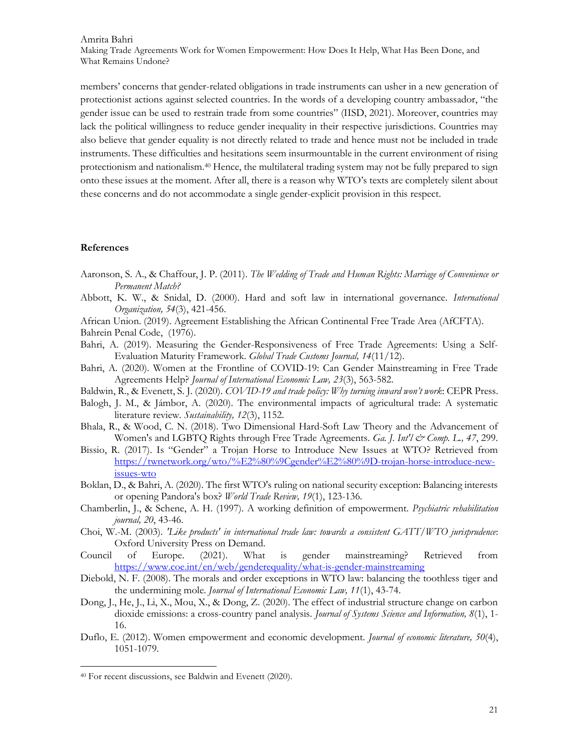members' concerns that gender-related obligations in trade instruments can usher in a new generation of protectionist actions against selected countries. In the words of a developing country ambassador, "the gender issue can be used to restrain trade from some countries" (IISD, 2021). Moreover, countries may lack the political willingness to reduce gender inequality in their respective jurisdictions. Countries may also believe that gender equality is not directly related to trade and hence must not be included in trade instruments. These difficulties and hesitations seem insurmountable in the current environment of rising protectionism and nationalism.[40] Hence, the multilateral trading system may not be fully prepared to sign onto these issues at the moment. After all, there is a reason why WTO's texts are completely silent about these concerns and do not accommodate a single gender-explicit provision in this respect.

**References**

Aaronson, S. A., & Chaffour, J. P. (2011). *The Wedding of Trade and Human Rights: Marriage of Convenience or Permanent Match?*

Abbott, K. W., & Snidal, D. (2000). Hard and soft law in international governance. *International Organization, 54*(3), 421-456.

African Union. (2019). Agreement Establishing the African Continental Free Trade Area (AfCFTA).

Bahrein Penal Code, (1976).

Bahri, A. (2019). Measuring the Gender-Responsiveness of Free Trade Agreements: Using a Self-Evaluation Maturity Framework. *Global Trade Customs Journal, 14*(11/12).

Bahri, A. (2020). Women at the Frontline of COVID-19: Can Gender Mainstreaming in Free Trade Agreements Help? *Journal of International Economic Law, 23*(3), 563-582.

Baldwin, R., & Evenett, S. J. (2020). *COVID-19 and trade policy: Why turning inward won't work*: CEPR Press.

Balogh, J. M., & Jámbor, A. (2020). The environmental impacts of agricultural trade: A systematic literature review. *Sustainability, 12*(3), 1152.

Bhala, R., & Wood, C. N. (2018). Two Dimensional Hard-Soft Law Theory and the Advancement of Women's and LGBTQ Rights through Free Trade Agreements. *Ga. J. Int'l & Comp. L., 47*, 299.

Bissio, R. (2017). Is "Gender" a Trojan Horse to Introduce New Issues at WTO? Retrieved from https://twnetwork.org/wto/%E2%80%9Cgender%E2%80%9D-trojan-horse-introduce-new-issues-wto

Boklan, D., & Bahri, A. (2020). The first WTO's ruling on national security exception: Balancing interests or opening Pandora's box? *World Trade Review, 19*(1), 123-136.

Chamberlin, J., & Schene, A. H. (1997). A working definition of empowerment. *Psychiatric rehabilitation journal, 20*, 43-46.

Choi, W.-M. (2003). *'Like products' in international trade law: towards a consistent GATT/WTO jurisprudence*: Oxford University Press on Demand.

Council of Europe. (2021). What is gender mainstreaming? Retrieved from https://www.coe.int/en/web/genderequality/what-is-gender-mainstreaming

Diebold, N. F. (2008). The morals and order exceptions in WTO law: balancing the toothless tiger and the undermining mole. *Journal of International Economic Law, 11*(1), 43-74.

Dong, J., He, J., Li, X., Mou, X., & Dong, Z. (2020). The effect of industrial structure change on carbon dioxide emissions: a cross-country panel analysis. *Journal of Systems Science and Information, 8*(1), 1-16.

Duflo, E. (2012). Women empowerment and economic development. *Journal of economic literature, 50*(4), 1051-1079.

[40] For recent discussions, see Baldwin and Evenett (2020).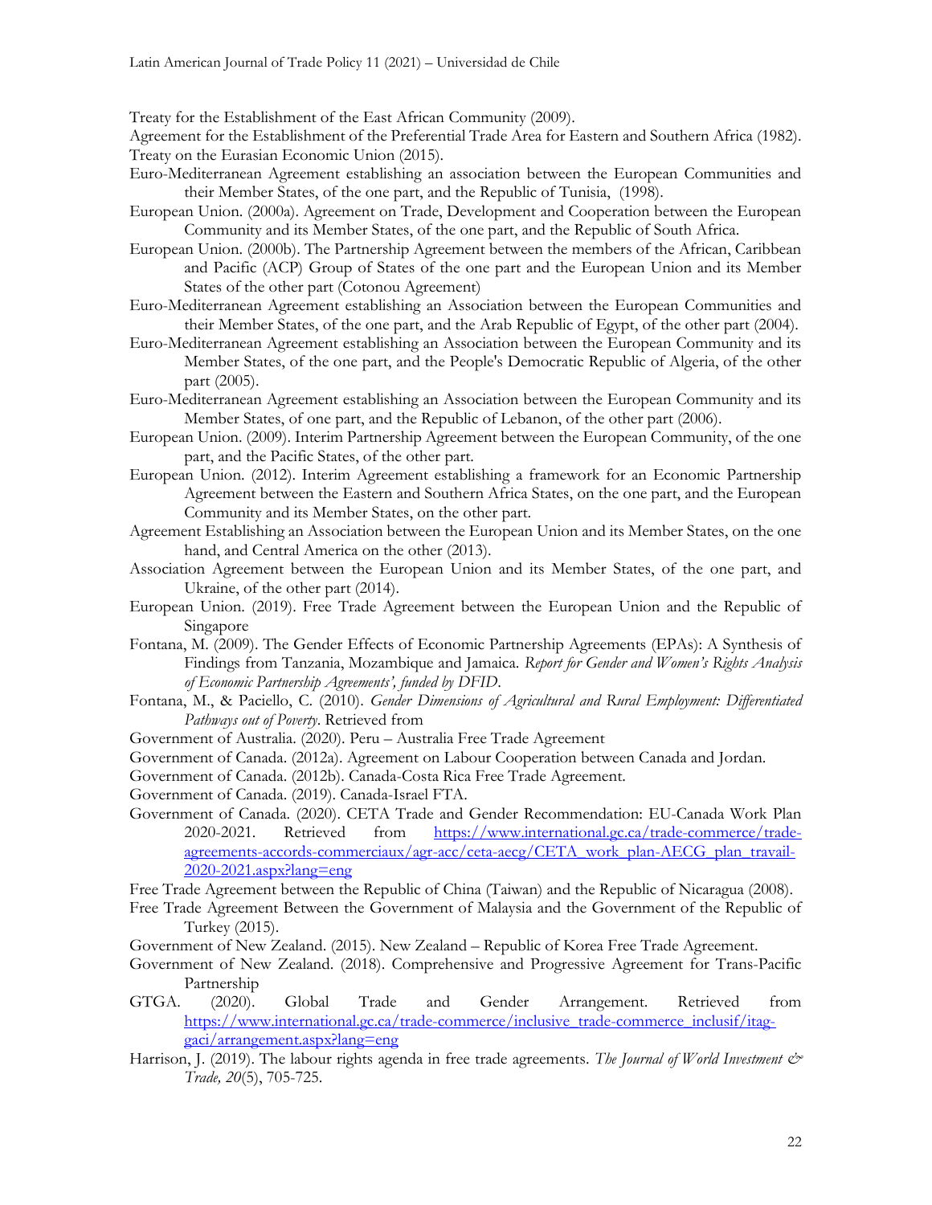Treaty for the Establishment of the East African Community (2009).

Agreement for the Establishment of the Preferential Trade Area for Eastern and Southern Africa (1982).

Treaty on the Eurasian Economic Union (2015).

Euro-Mediterranean Agreement establishing an association between the European Communities and their Member States, of the one part, and the Republic of Tunisia, (1998).

European Union. (2000a). Agreement on Trade, Development and Cooperation between the European Community and its Member States, of the one part, and the Republic of South Africa.

European Union. (2000b). The Partnership Agreement between the members of the African, Caribbean and Pacific (ACP) Group of States of the one part and the European Union and its Member States of the other part (Cotonou Agreement)

Euro-Mediterranean Agreement establishing an Association between the European Communities and their Member States, of the one part, and the Arab Republic of Egypt, of the other part (2004).

Euro-Mediterranean Agreement establishing an Association between the European Community and its Member States, of the one part, and the People's Democratic Republic of Algeria, of the other part (2005).

Euro-Mediterranean Agreement establishing an Association between the European Community and its Member States, of one part, and the Republic of Lebanon, of the other part (2006).

European Union. (2009). Interim Partnership Agreement between the European Community, of the one part, and the Pacific States, of the other part.

European Union. (2012). Interim Agreement establishing a framework for an Economic Partnership Agreement between the Eastern and Southern Africa States, on the one part, and the European Community and its Member States, on the other part.

Agreement Establishing an Association between the European Union and its Member States, on the one hand, and Central America on the other (2013).

Association Agreement between the European Union and its Member States, of the one part, and Ukraine, of the other part (2014).

European Union. (2019). Free Trade Agreement between the European Union and the Republic of Singapore

Fontana, M. (2009). The Gender Effects of Economic Partnership Agreements (EPAs): A Synthesis of Findings from Tanzania, Mozambique and Jamaica. *Report for Gender and Women's Rights Analysis of Economic Partnership Agreements', funded by DFID*.

Fontana, M., & Paciello, C. (2010). *Gender Dimensions of Agricultural and Rural Employment: Differentiated Pathways out of Poverty*. Retrieved from

Government of Australia. (2020). Peru – Australia Free Trade Agreement

Government of Canada. (2012a). Agreement on Labour Cooperation between Canada and Jordan.

Government of Canada. (2012b). Canada-Costa Rica Free Trade Agreement.

Government of Canada. (2019). Canada-Israel FTA.

Government of Canada. (2020). CETA Trade and Gender Recommendation: EU-Canada Work Plan 2020-2021. Retrieved from https://www.international.gc.ca/trade-commerce/trade-agreements-accords-commerciaux/agr-acc/ceta-aecg/CETA_work_plan-AECG_plan_travail-2020-2021.aspx?lang=eng

Free Trade Agreement between the Republic of China (Taiwan) and the Republic of Nicaragua (2008).

Free Trade Agreement Between the Government of Malaysia and the Government of the Republic of Turkey (2015).

Government of New Zealand. (2015). New Zealand – Republic of Korea Free Trade Agreement.

Government of New Zealand. (2018). Comprehensive and Progressive Agreement for Trans-Pacific Partnership

GTGA. (2020). Global Trade and Gender Arrangement. Retrieved from https://www.international.gc.ca/trade-commerce/inclusive_trade-commerce_inclusif/itag-gaci/arrangement.aspx?lang=eng

Harrison, J. (2019). The labour rights agenda in free trade agreements. *The Journal of World Investment & Trade, 20*(5), 705-725.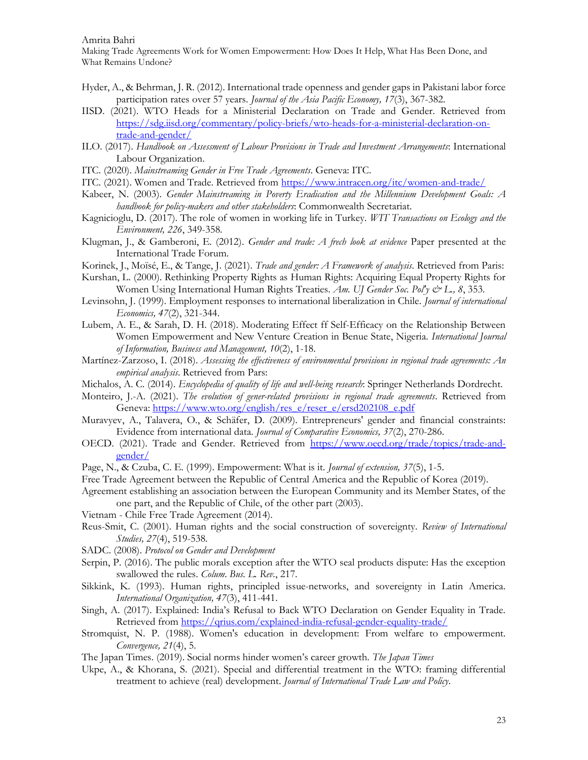Hyder, A., & Behrman, J. R. (2012). International trade openness and gender gaps in Pakistani labor force participation rates over 57 years. *Journal of the Asia Pacific Economy, 17*(3), 367-382.

IISD. (2021). WTO Heads for a Ministerial Declaration on Trade and Gender. Retrieved from https://sdg.iisd.org/commentary/policy-briefs/wto-heads-for-a-ministerial-declaration-on-trade-and-gender/

ILO. (2017). *Handbook on Assessment of Labour Provisions in Trade and Investment Arrangements*: International Labour Organization.

ITC. (2020). *Mainstreaming Gender in Free Trade Agreements*. Geneva: ITC.

ITC. (2021). Women and Trade. Retrieved from https://www.intracen.org/itc/women-and-trade/

Kabeer, N. (2003). *Gender Mainstreaming in Poverty Eradication and the Millennium Development Goals: A handbook for policy-makers and other stakeholders*: Commonwealth Secretariat.

Kagnicioglu, D. (2017). The role of women in working life in Turkey. *WIT Transactions on Ecology and the Environment, 226*, 349-358.

Klugman, J., & Gamberoni, E. (2012). *Gender and trade: A frech look at evidence* Paper presented at the International Trade Forum.

Korinek, J., Moïsé, E., & Tange, J. (2021). *Trade and gender: A Framework of analysis*. Retrieved from Paris:

Kurshan, L. (2000). Rethinking Property Rights as Human Rights: Acquiring Equal Property Rights for Women Using International Human Rights Treaties. *Am. UJ Gender Soc. Pol'y & L., 8*, 353.

Levinsohn, J. (1999). Employment responses to international liberalization in Chile. *Journal of international Economics, 47*(2), 321-344.

Lubem, A. E., & Sarah, D. H. (2018). Moderating Effect ff Self-Efficacy on the Relationship Between Women Empowerment and New Venture Creation in Benue State, Nigeria. *International Journal of Information, Business and Management, 10*(2), 1-18.

Martínez-Zarzoso, I. (2018). *Assessing the effectiveness of environmental provisions in regional trade agreements: An empirical analysis*. Retrieved from Pars:

Michalos, A. C. (2014). *Encyclopedia of quality of life and well-being research*: Springer Netherlands Dordrecht.

Monteiro, J.-A. (2021). *The evolution of gener-related provisions in regional trade agreements*. Retrieved from Geneva: https://www.wto.org/english/res_e/reser_e/ersd202108_e.pdf

Muravyev, A., Talavera, O., & Schäfer, D. (2009). Entrepreneurs' gender and financial constraints: Evidence from international data. *Journal of Comparative Economics, 37*(2), 270-286.

OECD. (2021). Trade and Gender. Retrieved from https://www.oecd.org/trade/topics/trade-and-gender/

Page, N., & Czuba, C. E. (1999). Empowerment: What is it. *Journal of extension, 37*(5), 1-5.

Free Trade Agreement between the Republic of Central America and the Republic of Korea (2019).

Agreement establishing an association between the European Community and its Member States, of the one part, and the Republic of Chile, of the other part (2003).

Vietnam - Chile Free Trade Agreement (2014).

Reus-Smit, C. (2001). Human rights and the social construction of sovereignty. *Review of International Studies, 27*(4), 519-538.

SADC. (2008). *Protocol on Gender and Development*

Serpin, P. (2016). The public morals exception after the WTO seal products dispute: Has the exception swallowed the rules. *Colum. Bus. L. Rev.*, 217.

Sikkink, K. (1993). Human rights, principled issue-networks, and sovereignty in Latin America. *International Organization, 47*(3), 411-441.

Singh, A. (2017). Explained: India's Refusal to Back WTO Declaration on Gender Equality in Trade. Retrieved from https://qrius.com/explained-india-refusal-gender-equality-trade/

Stromquist, N. P. (1988). Women's education in development: From welfare to empowerment. *Convergence, 21*(4), 5.

The Japan Times. (2019). Social norms hinder women's career growth. *The Japan Times*

Ukpe, A., & Khorana, S. (2021). Special and differential treatment in the WTO: framing differential treatment to achieve (real) development. *Journal of International Trade Law and Policy*.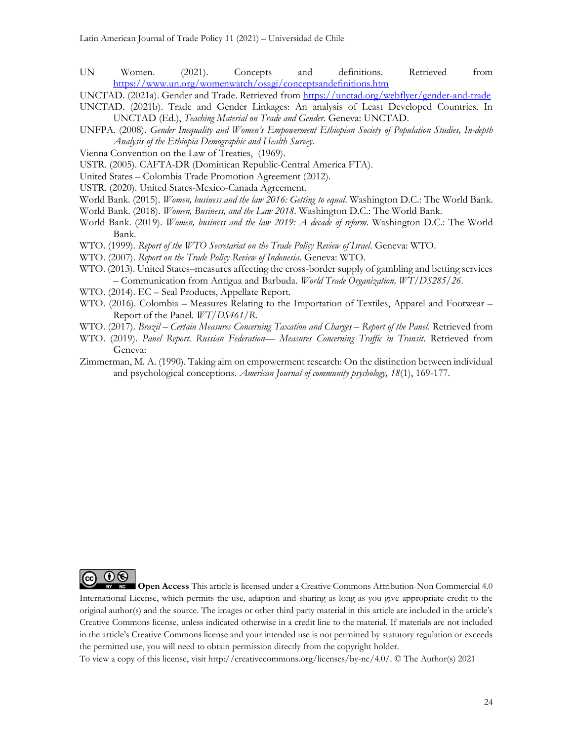UN Women. (2021). Concepts and definitions. Retrieved from https://www.un.org/womenwatch/osagi/conceptsandefinitions.htm

UNCTAD. (2021a). Gender and Trade. Retrieved from https://unctad.org/webflyer/gender-and-trade

UNCTAD. (2021b). Trade and Gender Linkages: An analysis of Least Developed Countries. In UNCTAD (Ed.), *Teaching Material on Trade and Gender*. Geneva: UNCTAD.

UNFPA. (2008). *Gender Inequality and Women's Empowerment Ethiopian Society of Population Studies, In-depth Analysis of the Ethiopia Demographic and Health Survey*.

Vienna Convention on the Law of Treaties, (1969).

USTR. (2005). CAFTA-DR (Dominican Republic-Central America FTA).

United States – Colombia Trade Promotion Agreement (2012).

USTR. (2020). United States-Mexico-Canada Agreement.

World Bank. (2015). *Women, business and the law 2016: Getting to equal*. Washington D.C.: The World Bank.

World Bank. (2018). *Women, Business, and the Law 2018*. Washington D.C.: The World Bank.

World Bank. (2019). *Women, business and the law 2019: A decade of reform*. Washington D.C.: The World Bank.

WTO. (1999). *Report of the WTO Secretariat on the Trade Policy Review of Israel*. Geneva: WTO.

WTO. (2007). *Report on the Trade Policy Review of Indonesia*. Geneva: WTO.

WTO. (2013). United States–measures affecting the cross-border supply of gambling and betting services – Communication from Antigua and Barbuda. *World Trade Organization, WT/DS285/26*.

WTO. (2014). EC – Seal Products, Appellate Report.

WTO. (2016). Colombia – Measures Relating to the Importation of Textiles, Apparel and Footwear – Report of the Panel. *WT/DS461/R*.

WTO. (2017). *Brazil – Certain Measures Concerning Taxation and Charges – Report of the Panel*. Retrieved from

WTO. (2019). *Panel Report. Russian Federation— Measures Concerning Traffic in Transit*. Retrieved from Geneva:

Zimmerman, M. A. (1990). Taking aim on empowerment research: On the distinction between individual and psychological conceptions. *American Journal of community psychology, 18*(1), 169-177.

**Open Access** This article is licensed under a Creative Commons Attribution-Non Commercial 4.0 International License, which permits the use, adaption and sharing as long as you give appropriate credit to the original author(s) and the source. The images or other third party material in this article are included in the article's Creative Commons license, unless indicated otherwise in a credit line to the material. If materials are not included in the article's Creative Commons license and your intended use is not permitted by statutory regulation or exceeds the permitted use, you will need to obtain permission directly from the copyright holder.

To view a copy of this license, visit http://creativecommons.org/licenses/by-nc/4.0/. © The Author(s) 2021